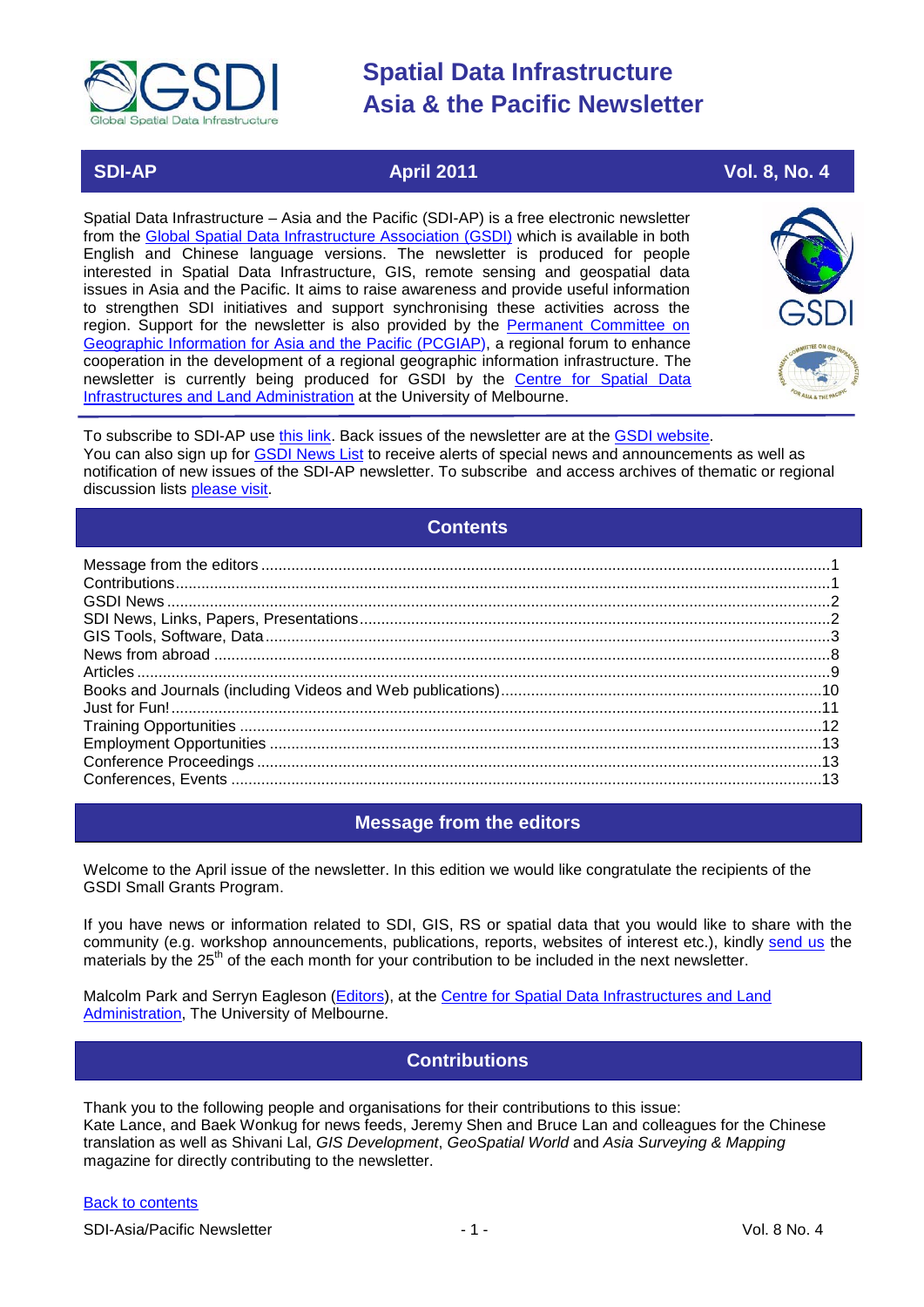# Spatial Data Infrastructure Asia & the Pacific Newsletter

**SDI-AP** | **April 2011** | **Vol. 8, No. 4**

Spatial Data Infrastructure – Asia and the Pacific (SDI-AP) is a free electronic newsletter from the Global Spatial Data Infrastructure Association (GSDI) which is available in both English and Chinese language versions. The newsletter is produced for people interested in Spatial Data Infrastructure, GIS, remote sensing and geospatial data issues in Asia and the Pacific. It aims to raise awareness and provide useful information to strengthen SDI initiatives and support synchronising these activities across the region. Support for the newsletter is also provided by the Permanent Committee on Geographic Information for Asia and the Pacific (PCGIAP), a regional forum to enhance cooperation in the development of a regional geographic information infrastructure. The newsletter is currently being produced for GSDI by the Centre for Spatial Data Infrastructures and Land Administration at the University of Melbourne.

To subscribe to SDI-AP use this link. Back issues of the newsletter are at the GSDI website.
You can also sign up for GSDI News List to receive alerts of special news and announcements as well as notification of new issues of the SDI-AP newsletter. To subscribe and access archives of thematic or regional discussion lists please visit.

## Contents

- Message from the editors ........ 1
- Contributions ........ 1
- GSDI News ........ 2
- SDI News, Links, Papers, Presentations ........ 2
- GIS Tools, Software, Data ........ 3
- News from abroad ........ 8
- Articles ........ 9
- Books and Journals (including Videos and Web publications) ........ 10
- Just for Fun! ........ 11
- Training Opportunities ........ 12
- Employment Opportunities ........ 13
- Conference Proceedings ........ 13
- Conferences, Events ........ 13

## Message from the editors

Welcome to the April issue of the newsletter. In this edition we would like congratulate the recipients of the GSDI Small Grants Program.

If you have news or information related to SDI, GIS, RS or spatial data that you would like to share with the community (e.g. workshop announcements, publications, reports, websites of interest etc.), kindly send us the materials by the 25th of the each month for your contribution to be included in the next newsletter.

Malcolm Park and Serryn Eagleson (Editors), at the Centre for Spatial Data Infrastructures and Land Administration, The University of Melbourne.

## Contributions

Thank you to the following people and organisations for their contributions to this issue:
Kate Lance, and Baek Wonkug for news feeds, Jeremy Shen and Bruce Lan and colleagues for the Chinese translation as well as Shivani Lal, *GIS Development*, *GeoSpatial World* and *Asia Surveying & Mapping* magazine for directly contributing to the newsletter.

Back to contents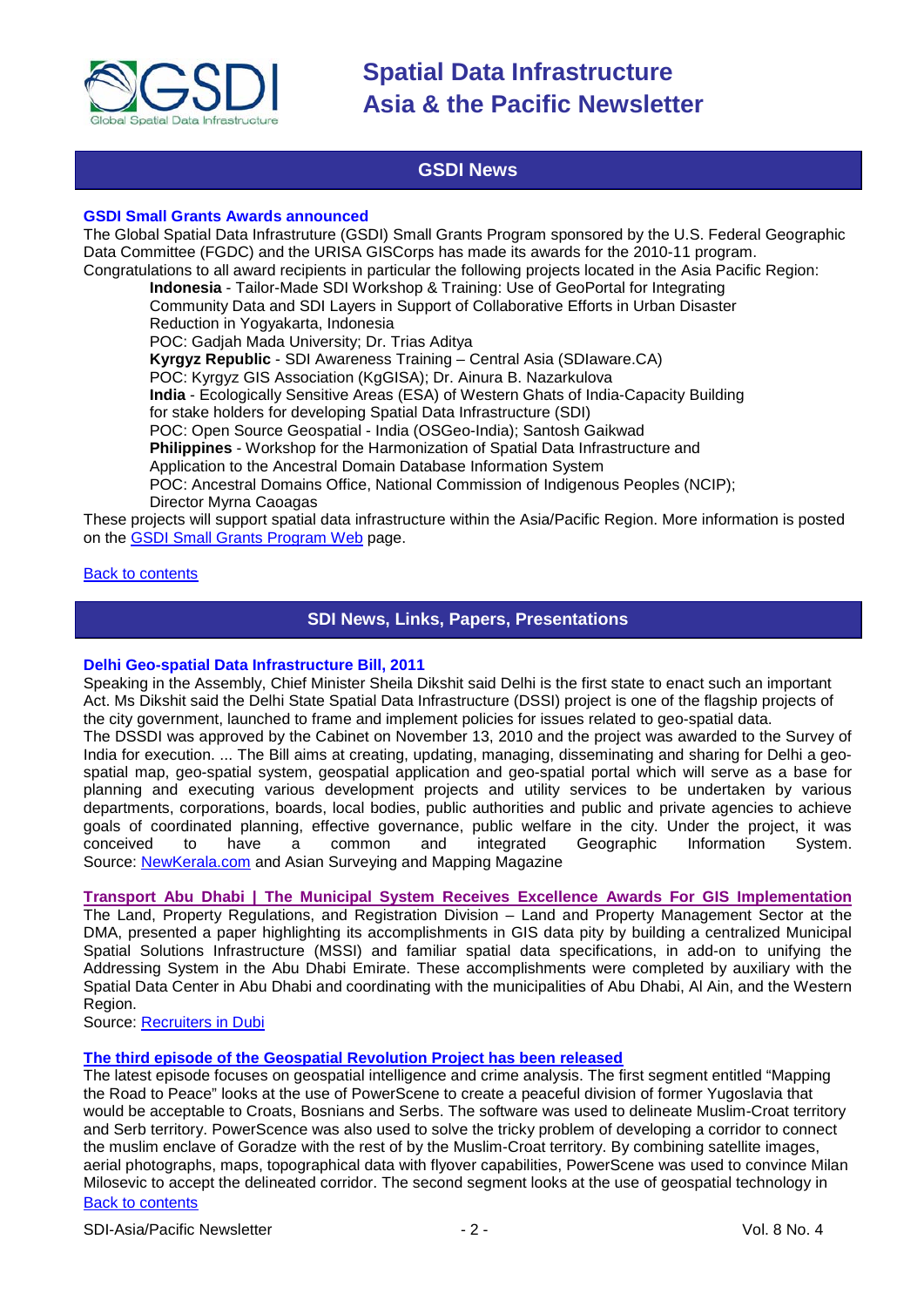## GSDI News

### GSDI Small Grants Awards announced

The Global Spatial Data Infrastructure (GSDI) Small Grants Program sponsored by the U.S. Federal Geographic Data Committee (FGDC) and the URISA GISCorps has made its awards for the 2010-11 program.
Congratulations to all award recipients in particular the following projects located in the Asia Pacific Region:

**Indonesia** - Tailor-Made SDI Workshop & Training: Use of GeoPortal for Integrating Community Data and SDI Layers in Support of Collaborative Efforts in Urban Disaster Reduction in Yogyakarta, Indonesia
POC: Gadjah Mada University; Dr. Trias Aditya

**Kyrgyz Republic** - SDI Awareness Training – Central Asia (SDIaware.CA)
POC: Kyrgyz GIS Association (KgGISA); Dr. Ainura B. Nazarkulova

**India** - Ecologically Sensitive Areas (ESA) of Western Ghats of India-Capacity Building for stake holders for developing Spatial Data Infrastructure (SDI)
POC: Open Source Geospatial - India (OSGeo-India); Santosh Gaikwad

**Philippines** - Workshop for the Harmonization of Spatial Data Infrastructure and Application to the Ancestral Domain Database Information System
POC: Ancestral Domains Office, National Commission of Indigenous Peoples (NCIP); Director Myrna Caoagas

These projects will support spatial data infrastructure within the Asia/Pacific Region. More information is posted on the GSDI Small Grants Program Web page.

Back to contents

## SDI News, Links, Papers, Presentations

### Delhi Geo-spatial Data Infrastructure Bill, 2011

Speaking in the Assembly, Chief Minister Sheila Dikshit said Delhi is the first state to enact such an important Act. Ms Dikshit said the Delhi State Spatial Data Infrastructure (DSSI) project is one of the flagship projects of the city government, launched to frame and implement policies for issues related to geo-spatial data.
The DSSDI was approved by the Cabinet on November 13, 2010 and the project was awarded to the Survey of India for execution. ... The Bill aims at creating, updating, managing, disseminating and sharing for Delhi a geo-spatial map, geo-spatial system, geospatial application and geo-spatial portal which will serve as a base for planning and executing various development projects and utility services to be undertaken by various departments, corporations, boards, local bodies, public authorities and public and private agencies to achieve goals of coordinated planning, effective governance, public welfare in the city. Under the project, it was conceived to have a common and integrated Geographic Information System.
Source: NewKerala.com and Asian Surveying and Mapping Magazine

### Transport Abu Dhabi | The Municipal System Receives Excellence Awards For GIS Implementation

The Land, Property Regulations, and Registration Division – Land and Property Management Sector at the DMA, presented a paper highlighting its accomplishments in GIS data pity by building a centralized Municipal Spatial Solutions Infrastructure (MSSI) and familiar spatial data specifications, in add-on to unifying the Addressing System in the Abu Dhabi Emirate. These accomplishments were completed by auxiliary with the Spatial Data Center in Abu Dhabi and coordinating with the municipalities of Abu Dhabi, Al Ain, and the Western Region.
Source: Recruiters in Dubi

### The third episode of the Geospatial Revolution Project has been released

The latest episode focuses on geospatial intelligence and crime analysis. The first segment entitled "Mapping the Road to Peace" looks at the use of PowerScene to create a peaceful division of former Yugoslavia that would be acceptable to Croats, Bosnians and Serbs. The software was used to delineate Muslim-Croat territory and Serb territory. PowerScence was also used to solve the tricky problem of developing a corridor to connect the muslim enclave of Goradze with the rest of by the Muslim-Croat territory. By combining satellite images, aerial photographs, maps, topographical data with flyover capabilities, PowerScene was used to convince Milan Milosevic to accept the delineated corridor. The second segment looks at the use of geospatial technology in

Back to contents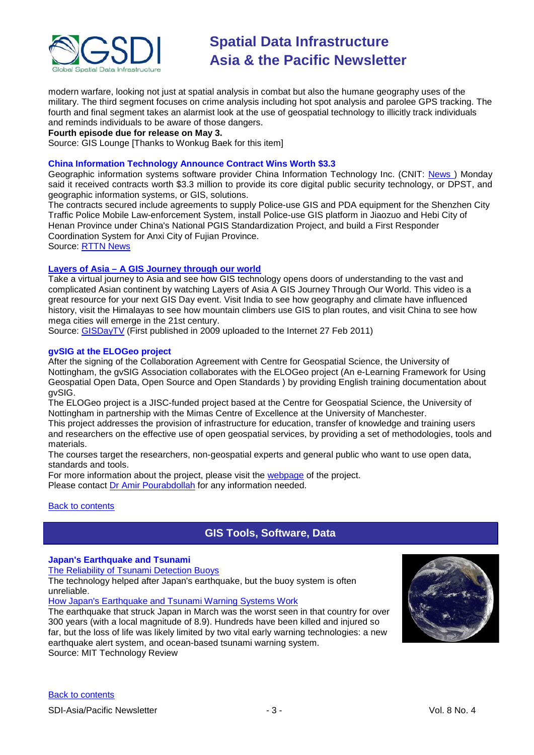modern warfare, looking not just at spatial analysis in combat but also the humane geography uses of the military. The third segment focuses on crime analysis including hot spot analysis and parolee GPS tracking. The fourth and final segment takes an alarmist look at the use of geospatial technology to illicitly track individuals and reminds individuals to be aware of those dangers.

**Fourth episode due for release on May 3.**

Source: GIS Lounge [Thanks to Wonkug Baek for this item]

### China Information Technology Announce Contract Wins Worth $3.3

Geographic information systems software provider China Information Technology Inc. (CNIT: News ) Monday said it received contracts worth $3.3 million to provide its core digital public security technology, or DPST, and geographic information systems, or GIS, solutions.

The contracts secured include agreements to supply Police-use GIS and PDA equipment for the Shenzhen City Traffic Police Mobile Law-enforcement System, install Police-use GIS platform in Jiaozuo and Hebi City of Henan Province under China's National PGIS Standardization Project, and build a First Responder Coordination System for Anxi City of Fujian Province.

Source: RTTN News

### Layers of Asia – A GIS Journey through our world

Take a virtual journey to Asia and see how GIS technology opens doors of understanding to the vast and complicated Asian continent by watching Layers of Asia A GIS Journey Through Our World. This video is a great resource for your next GIS Day event. Visit India to see how geography and climate have influenced history, visit the Himalayas to see how mountain climbers use GIS to plan routes, and visit China to see how mega cities will emerge in the 21st century.

Source: GISDayTV (First published in 2009 uploaded to the Internet 27 Feb 2011)

### gvSIG at the ELOGeo project

After the signing of the Collaboration Agreement with Centre for Geospatial Science, the University of Nottingham, the gvSIG Association collaborates with the ELOGeo project (An e-Learning Framework for Using Geospatial Open Data, Open Source and Open Standards ) by providing English training documentation about gvSIG.

The ELOGeo project is a JISC-funded project based at the Centre for Geospatial Science, the University of Nottingham in partnership with the Mimas Centre of Excellence at the University of Manchester.

This project addresses the provision of infrastructure for education, transfer of knowledge and training users and researchers on the effective use of open geospatial services, by providing a set of methodologies, tools and materials.

The courses target the researchers, non-geospatial experts and general public who want to use open data, standards and tools.

For more information about the project, please visit the webpage of the project.

Please contact Dr Amir Pourabdollah for any information needed.

Back to contents

## GIS Tools, Software, Data

### Japan's Earthquake and Tsunami

The Reliability of Tsunami Detection Buoys

The technology helped after Japan's earthquake, but the buoy system is often unreliable.

How Japan's Earthquake and Tsunami Warning Systems Work

The earthquake that struck Japan in March was the worst seen in that country for over 300 years (with a local magnitude of 8.9). Hundreds have been killed and injured so far, but the loss of life was likely limited by two vital early warning technologies: a new earthquake alert system, and ocean-based tsunami warning system.

Source: MIT Technology Review

Back to contents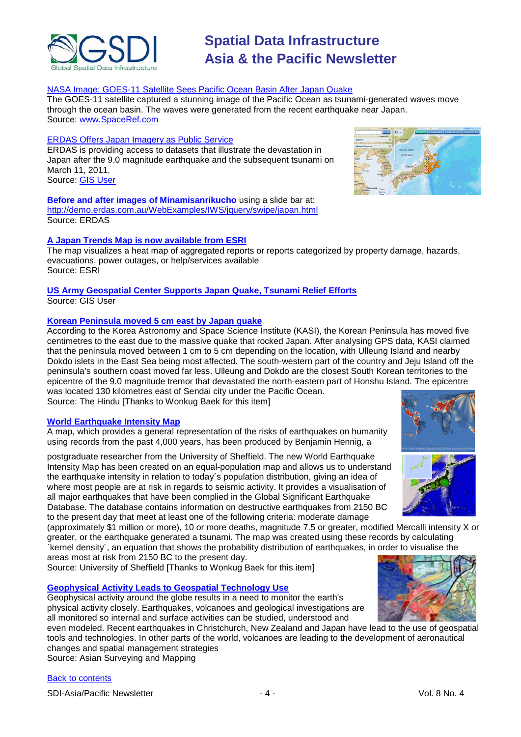[NASA Image: GOES-11 Satellite Sees Pacific Ocean Basin After Japan Quake]

The GOES-11 satellite captured a stunning image of the Pacific Ocean as tsunami-generated waves move through the ocean basin. The waves were generated from the recent earthquake near Japan.
Source: www.SpaceRef.com

[ERDAS Offers Japan Imagery as Public Service]

ERDAS is providing access to datasets that illustrate the devastation in Japan after the 9.0 magnitude earthquake and the subsequent tsunami on March 11, 2011.
Source: GIS User

**Before and after images of Minamisanrikucho** using a slide bar at: http://demo.erdas.com.au/WebExamples/IWS/jquery/swipe/japan.html
Source: ERDAS

**A Japan Trends Map is now available from ESRI**

The map visualizes a heat map of aggregated reports or reports categorized by property damage, hazards, evacuations, power outages, or help/services available
Source: ESRI

**US Army Geospatial Center Supports Japan Quake, Tsunami Relief Efforts**

Source: GIS User

**Korean Peninsula moved 5 cm east by Japan quake**

According to the Korea Astronomy and Space Science Institute (KASI), the Korean Peninsula has moved five centimetres to the east due to the massive quake that rocked Japan. After analysing GPS data, KASI claimed that the peninsula moved between 1 cm to 5 cm depending on the location, with Ulleung Island and nearby Dokdo islets in the East Sea being most affected. The south-western part of the country and Jeju Island off the peninsula's southern coast moved far less. Ulleung and Dokdo are the closest South Korean territories to the epicentre of the 9.0 magnitude tremor that devastated the north-eastern part of Honshu Island. The epicentre was located 130 kilometres east of Sendai city under the Pacific Ocean.
Source: The Hindu [Thanks to Wonkug Baek for this item]

**World Earthquake Intensity Map**

A map, which provides a general representation of the risks of earthquakes on humanity using records from the past 4,000 years, has been produced by Benjamin Hennig, a postgraduate researcher from the University of Sheffield. The new World Earthquake Intensity Map has been created on an equal-population map and allows us to understand the earthquake intensity in relation to today´s population distribution, giving an idea of where most people are at risk in regards to seismic activity. It provides a visualisation of all major earthquakes that have been complied in the Global Significant Earthquake Database. The database contains information on destructive earthquakes from 2150 BC to the present day that meet at least one of the following criteria: moderate damage (approximately $1 million or more), 10 or more deaths, magnitude 7.5 or greater, modified Mercalli intensity X or greater, or the earthquake generated a tsunami. The map was created using these records by calculating `kernel density´, an equation that shows the probability distribution of earthquakes, in order to visualise the areas most at risk from 2150 BC to the present day.
Source: University of Sheffield [Thanks to Wonkug Baek for this item]

**Geophysical Activity Leads to Geospatial Technology Use**

Geophysical activity around the globe results in a need to monitor the earth's physical activity closely. Earthquakes, volcanoes and geological investigations are all monitored so internal and surface activities can be studied, understood and even modeled. Recent earthquakes in Christchurch, New Zealand and Japan have lead to the use of geospatial tools and technologies. In other parts of the world, volcanoes are leading to the development of aeronautical changes and spatial management strategies
Source: Asian Surveying and Mapping

Back to contents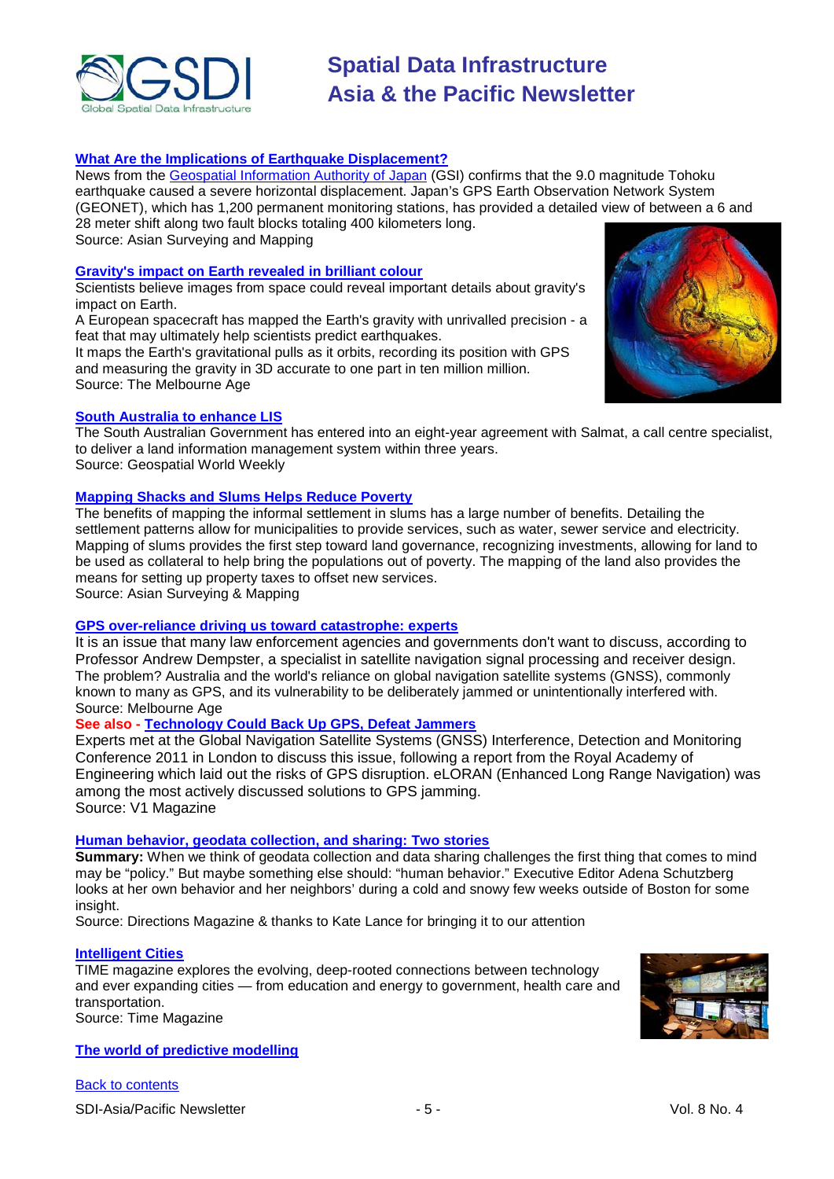### What Are the Implications of Earthquake Displacement?

News from the Geospatial Information Authority of Japan (GSI) confirms that the 9.0 magnitude Tohoku earthquake caused a severe horizontal displacement. Japan's GPS Earth Observation Network System (GEONET), which has 1,200 permanent monitoring stations, has provided a detailed view of between a 6 and 28 meter shift along two fault blocks totaling 400 kilometers long.
Source: Asian Surveying and Mapping

### Gravity's impact on Earth revealed in brilliant colour

Scientists believe images from space could reveal important details about gravity's impact on Earth.
A European spacecraft has mapped the Earth's gravity with unrivalled precision - a feat that may ultimately help scientists predict earthquakes.
It maps the Earth's gravitational pulls as it orbits, recording its position with GPS and measuring the gravity in 3D accurate to one part in ten million million.
Source: The Melbourne Age

### South Australia to enhance LIS

The South Australian Government has entered into an eight-year agreement with Salmat, a call centre specialist, to deliver a land information management system within three years.
Source: Geospatial World Weekly

### Mapping Shacks and Slums Helps Reduce Poverty

The benefits of mapping the informal settlement in slums has a large number of benefits. Detailing the settlement patterns allow for municipalities to provide services, such as water, sewer service and electricity. Mapping of slums provides the first step toward land governance, recognizing investments, allowing for land to be used as collateral to help bring the populations out of poverty. The mapping of the land also provides the means for setting up property taxes to offset new services.
Source: Asian Surveying & Mapping

### GPS over-reliance driving us toward catastrophe: experts

It is an issue that many law enforcement agencies and governments don't want to discuss, according to Professor Andrew Dempster, a specialist in satellite navigation signal processing and receiver design. The problem? Australia and the world's reliance on global navigation satellite systems (GNSS), commonly known to many as GPS, and its vulnerability to be deliberately jammed or unintentionally interfered with.
Source: Melbourne Age

**See also - Technology Could Back Up GPS, Defeat Jammers**

Experts met at the Global Navigation Satellite Systems (GNSS) Interference, Detection and Monitoring Conference 2011 in London to discuss this issue, following a report from the Royal Academy of Engineering which laid out the risks of GPS disruption. eLORAN (Enhanced Long Range Navigation) was among the most actively discussed solutions to GPS jamming.
Source: V1 Magazine

### Human behavior, geodata collection, and sharing: Two stories

**Summary:** When we think of geodata collection and data sharing challenges the first thing that comes to mind may be "policy." But maybe something else should: "human behavior." Executive Editor Adena Schutzberg looks at her own behavior and her neighbors' during a cold and snowy few weeks outside of Boston for some insight.
Source: Directions Magazine & thanks to Kate Lance for bringing it to our attention

### Intelligent Cities

TIME magazine explores the evolving, deep-rooted connections between technology and ever expanding cities — from education and energy to government, health care and transportation.
Source: Time Magazine

### The world of predictive modelling

Back to contents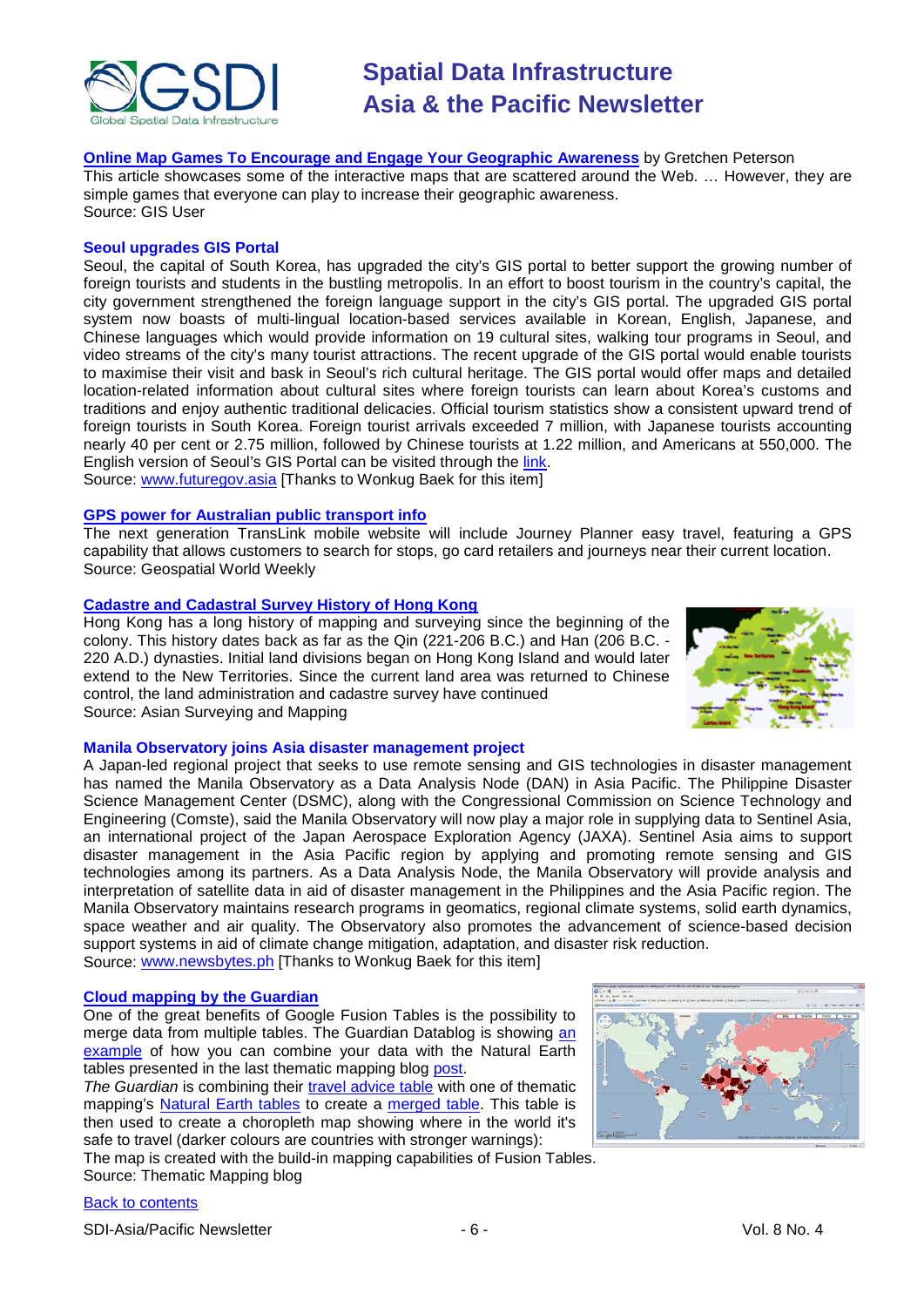**Online Map Games To Encourage and Engage Your Geographic Awareness** by Gretchen Peterson
This article showcases some of the interactive maps that are scattered around the Web. … However, they are simple games that everyone can play to increase their geographic awareness.
Source: GIS User

**Seoul upgrades GIS Portal**
Seoul, the capital of South Korea, has upgraded the city's GIS portal to better support the growing number of foreign tourists and students in the bustling metropolis. In an effort to boost tourism in the country's capital, the city government strengthened the foreign language support in the city's GIS portal. The upgraded GIS portal system now boasts of multi-lingual location-based services available in Korean, English, Japanese, and Chinese languages which would provide information on 19 cultural sites, walking tour programs in Seoul, and video streams of the city's many tourist attractions. The recent upgrade of the GIS portal would enable tourists to maximise their visit and bask in Seoul's rich cultural heritage. The GIS portal would offer maps and detailed location-related information about cultural sites where foreign tourists can learn about Korea's customs and traditions and enjoy authentic traditional delicacies. Official tourism statistics show a consistent upward trend of foreign tourists in South Korea. Foreign tourist arrivals exceeded 7 million, with Japanese tourists accounting nearly 40 per cent or 2.75 million, followed by Chinese tourists at 1.22 million, and Americans at 550,000. The English version of Seoul's GIS Portal can be visited through the link.
Source: www.futuregov.asia [Thanks to Wonkug Baek for this item]

**GPS power for Australian public transport info**
The next generation TransLink mobile website will include Journey Planner easy travel, featuring a GPS capability that allows customers to search for stops, go card retailers and journeys near their current location.
Source: Geospatial World Weekly

**Cadastre and Cadastral Survey History of Hong Kong**
Hong Kong has a long history of mapping and surveying since the beginning of the colony. This history dates back as far as the Qin (221-206 B.C.) and Han (206 B.C. - 220 A.D.) dynasties. Initial land divisions began on Hong Kong Island and would later extend to the New Territories. Since the current land area was returned to Chinese control, the land administration and cadastre survey have continued
Source: Asian Surveying and Mapping

**Manila Observatory joins Asia disaster management project**
A Japan-led regional project that seeks to use remote sensing and GIS technologies in disaster management has named the Manila Observatory as a Data Analysis Node (DAN) in Asia Pacific. The Philippine Disaster Science Management Center (DSMC), along with the Congressional Commission on Science Technology and Engineering (Comste), said the Manila Observatory will now play a major role in supplying data to Sentinel Asia, an international project of the Japan Aerospace Exploration Agency (JAXA). Sentinel Asia aims to support disaster management in the Asia Pacific region by applying and promoting remote sensing and GIS technologies among its partners. As a Data Analysis Node, the Manila Observatory will provide analysis and interpretation of satellite data in aid of disaster management in the Philippines and the Asia Pacific region. The Manila Observatory maintains research programs in geomatics, regional climate systems, solid earth dynamics, space weather and air quality. The Observatory also promotes the advancement of science-based decision support systems in aid of climate change mitigation, adaptation, and disaster risk reduction.
Source: www.newsbytes.ph [Thanks to Wonkug Baek for this item]

**Cloud mapping by the Guardian**
One of the great benefits of Google Fusion Tables is the possibility to merge data from multiple tables. The Guardian Datablog is showing an example of how you can combine your data with the Natural Earth tables presented in the last thematic mapping blog post.
*The Guardian* is combining their travel advice table with one of thematic mapping's Natural Earth tables to create a merged table. This table is then used to create a choropleth map showing where in the world it's safe to travel (darker colours are countries with stronger warnings):
The map is created with the build-in mapping capabilities of Fusion Tables.
Source: Thematic Mapping blog

Back to contents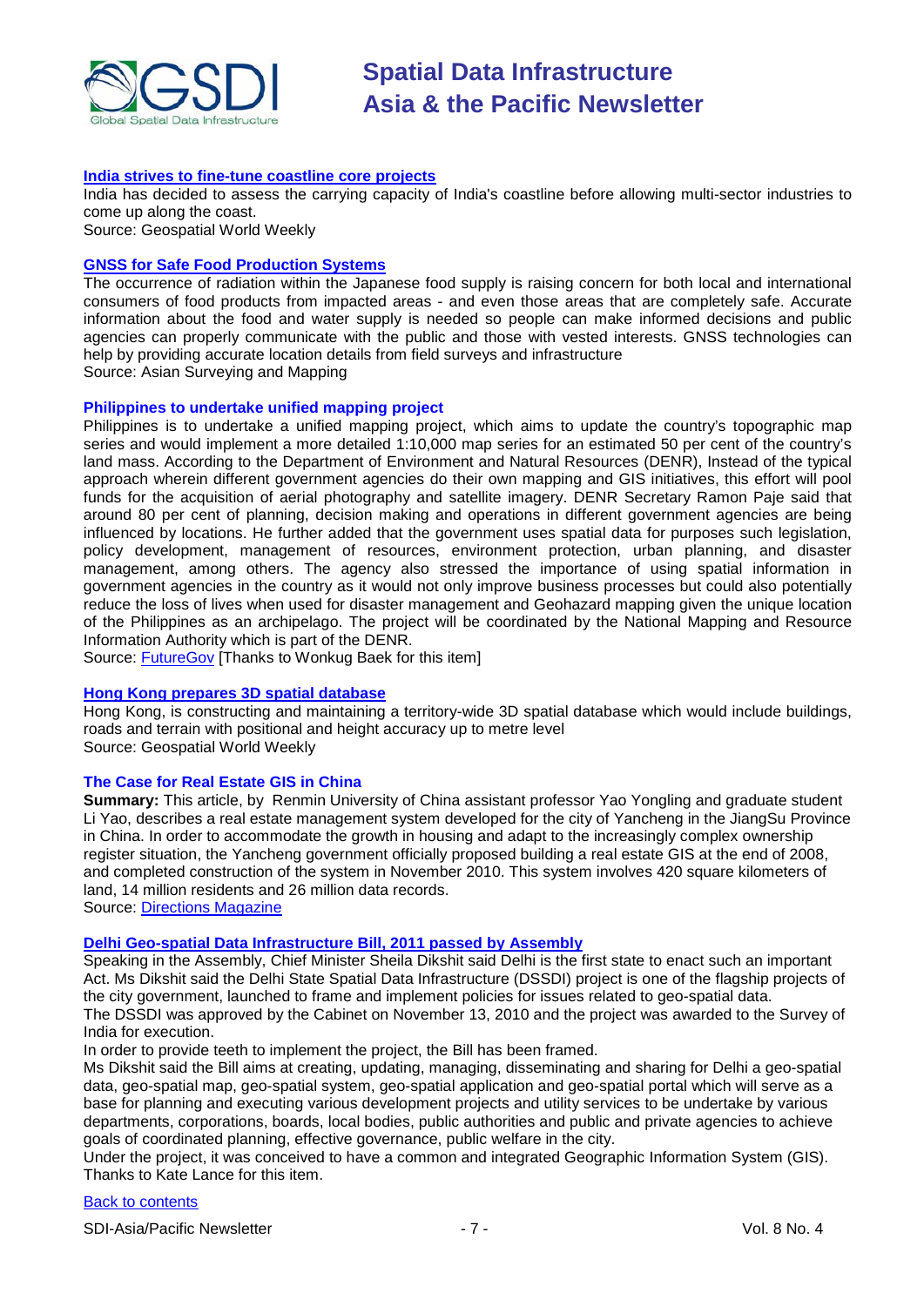### [India strives to fine-tune coastline core projects]

India has decided to assess the carrying capacity of India's coastline before allowing multi-sector industries to come up along the coast.
Source: Geospatial World Weekly

### [GNSS for Safe Food Production Systems]

The occurrence of radiation within the Japanese food supply is raising concern for both local and international consumers of food products from impacted areas - and even those areas that are completely safe. Accurate information about the food and water supply is needed so people can make informed decisions and public agencies can properly communicate with the public and those with vested interests. GNSS technologies can help by providing accurate location details from field surveys and infrastructure
Source: Asian Surveying and Mapping

### Philippines to undertake unified mapping project

Philippines is to undertake a unified mapping project, which aims to update the country's topographic map series and would implement a more detailed 1:10,000 map series for an estimated 50 per cent of the country's land mass. According to the Department of Environment and Natural Resources (DENR), Instead of the typical approach wherein different government agencies do their own mapping and GIS initiatives, this effort will pool funds for the acquisition of aerial photography and satellite imagery. DENR Secretary Ramon Paje said that around 80 per cent of planning, decision making and operations in different government agencies are being influenced by locations. He further added that the government uses spatial data for purposes such legislation, policy development, management of resources, environment protection, urban planning, and disaster management, among others. The agency also stressed the importance of using spatial information in government agencies in the country as it would not only improve business processes but could also potentially reduce the loss of lives when used for disaster management and Geohazard mapping given the unique location of the Philippines as an archipelago. The project will be coordinated by the National Mapping and Resource Information Authority which is part of the DENR.
Source: [FutureGov] [Thanks to Wonkug Baek for this item]

### [Hong Kong prepares 3D spatial database]

Hong Kong, is constructing and maintaining a territory-wide 3D spatial database which would include buildings, roads and terrain with positional and height accuracy up to metre level
Source: Geospatial World Weekly

### The Case for Real Estate GIS in China

**Summary:** This article, by Renmin University of China assistant professor Yao Yongling and graduate student Li Yao, describes a real estate management system developed for the city of Yancheng in the JiangSu Province in China. In order to accommodate the growth in housing and adapt to the increasingly complex ownership register situation, the Yancheng government officially proposed building a real estate GIS at the end of 2008, and completed construction of the system in November 2010. This system involves 420 square kilometers of land, 14 million residents and 26 million data records.
Source: [Directions Magazine]

### [Delhi Geo-spatial Data Infrastructure Bill, 2011 passed by Assembly]

Speaking in the Assembly, Chief Minister Sheila Dikshit said Delhi is the first state to enact such an important Act. Ms Dikshit said the Delhi State Spatial Data Infrastructure (DSSDI) project is one of the flagship projects of the city government, launched to frame and implement policies for issues related to geo-spatial data.
The DSSDI was approved by the Cabinet on November 13, 2010 and the project was awarded to the Survey of India for execution.
In order to provide teeth to implement the project, the Bill has been framed.
Ms Dikshit said the Bill aims at creating, updating, managing, disseminating and sharing for Delhi a geo-spatial data, geo-spatial map, geo-spatial system, geo-spatial application and geo-spatial portal which will serve as a base for planning and executing various development projects and utility services to be undertake by various departments, corporations, boards, local bodies, public authorities and public and private agencies to achieve goals of coordinated planning, effective governance, public welfare in the city.
Under the project, it was conceived to have a common and integrated Geographic Information System (GIS).
Thanks to Kate Lance for this item.

[Back to contents]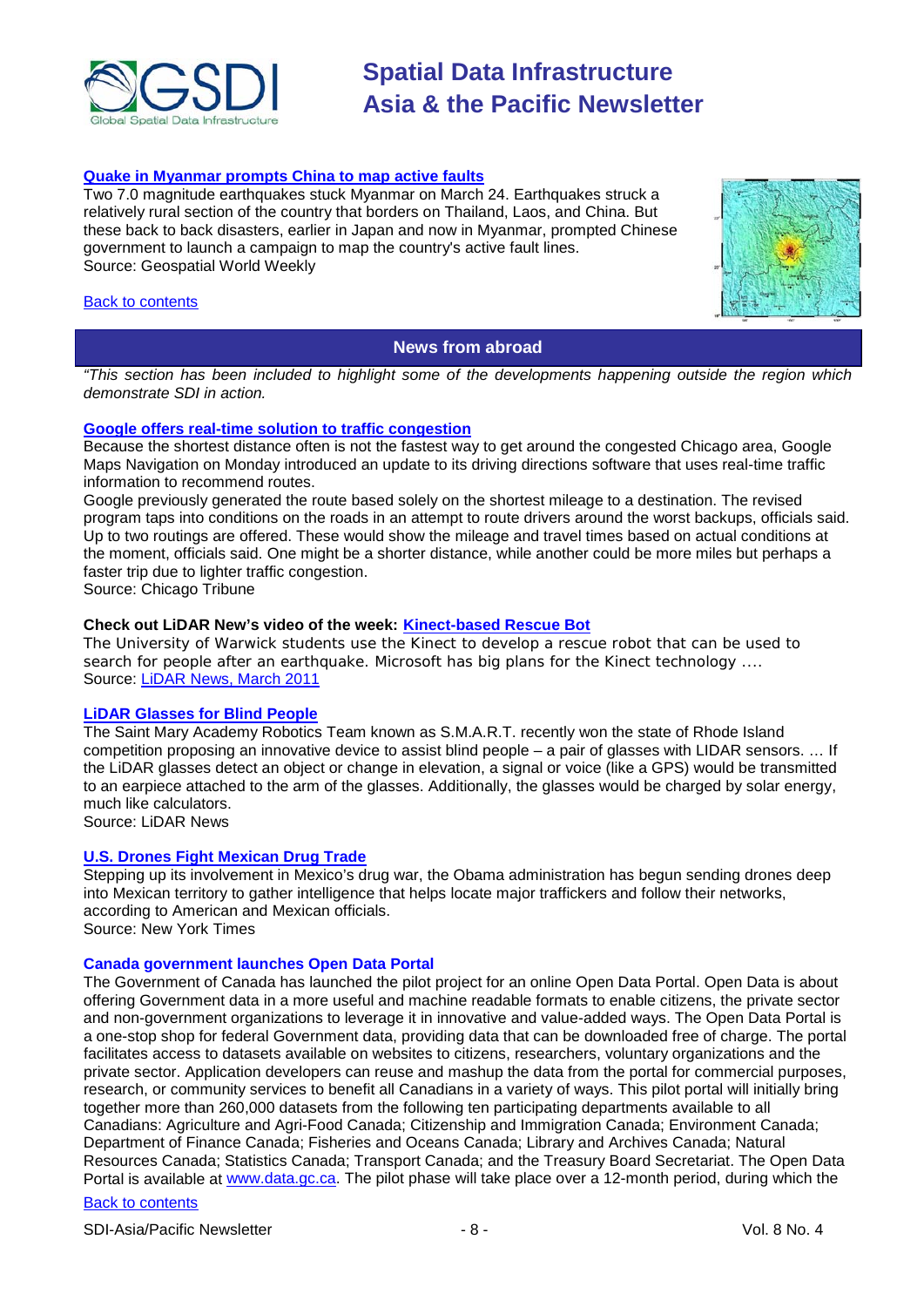**[Quake in Myanmar prompts China to map active faults](#)**

Two 7.0 magnitude earthquakes stuck Myanmar on March 24. Earthquakes struck a relatively rural section of the country that borders on Thailand, Laos, and China. But these back to back disasters, earlier in Japan and now in Myanmar, prompted Chinese government to launch a campaign to map the country's active fault lines.
Source: Geospatial World Weekly

[Back to contents](#)

## News from abroad

*"This section has been included to highlight some of the developments happening outside the region which demonstrate SDI in action.*

**[Google offers real-time solution to traffic congestion](#)**

Because the shortest distance often is not the fastest way to get around the congested Chicago area, Google Maps Navigation on Monday introduced an update to its driving directions software that uses real-time traffic information to recommend routes.

Google previously generated the route based solely on the shortest mileage to a destination. The revised program taps into conditions on the roads in an attempt to route drivers around the worst backups, officials said. Up to two routings are offered. These would show the mileage and travel times based on actual conditions at the moment, officials said. One might be a shorter distance, while another could be more miles but perhaps a faster trip due to lighter traffic congestion.
Source: Chicago Tribune

**Check out LiDAR New's video of the week: [Kinect-based Rescue Bot](#)**

The University of Warwick students use the Kinect to develop a rescue robot that can be used to search for people after an earthquake. Microsoft has big plans for the Kinect technology ….
Source: [LiDAR News, March 2011](#)

**[LiDAR Glasses for Blind People](#)**

The Saint Mary Academy Robotics Team known as S.M.A.R.T. recently won the state of Rhode Island competition proposing an innovative device to assist blind people – a pair of glasses with LIDAR sensors. … If the LiDAR glasses detect an object or change in elevation, a signal or voice (like a GPS) would be transmitted to an earpiece attached to the arm of the glasses. Additionally, the glasses would be charged by solar energy, much like calculators.
Source: LiDAR News

**[U.S. Drones Fight Mexican Drug Trade](#)**

Stepping up its involvement in Mexico's drug war, the Obama administration has begun sending drones deep into Mexican territory to gather intelligence that helps locate major traffickers and follow their networks, according to American and Mexican officials.
Source: New York Times

**Canada government launches Open Data Portal**

The Government of Canada has launched the pilot project for an online Open Data Portal. Open Data is about offering Government data in a more useful and machine readable formats to enable citizens, the private sector and non-government organizations to leverage it in innovative and value-added ways. The Open Data Portal is a one-stop shop for federal Government data, providing data that can be downloaded free of charge. The portal facilitates access to datasets available on websites to citizens, researchers, voluntary organizations and the private sector. Application developers can reuse and mashup the data from the portal for commercial purposes, research, or community services to benefit all Canadians in a variety of ways. This pilot portal will initially bring together more than 260,000 datasets from the following ten participating departments available to all Canadians: Agriculture and Agri-Food Canada; Citizenship and Immigration Canada; Environment Canada; Department of Finance Canada; Fisheries and Oceans Canada; Library and Archives Canada; Natural Resources Canada; Statistics Canada; Transport Canada; and the Treasury Board Secretariat. The Open Data Portal is available at [www.data.gc.ca](http://www.data.gc.ca). The pilot phase will take place over a 12-month period, during which the

[Back to contents](#)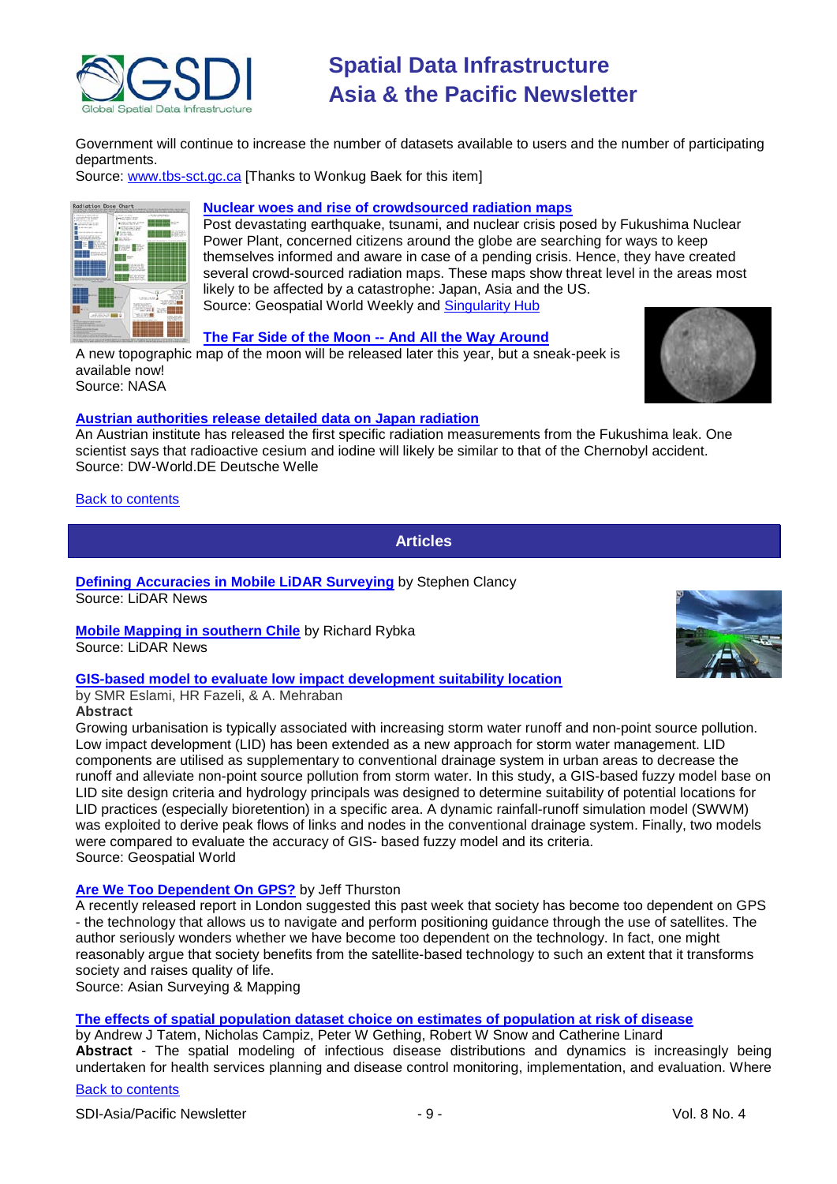Government will continue to increase the number of datasets available to users and the number of participating departments.
Source: www.tbs-sct.gc.ca [Thanks to Wonkug Baek for this item]

**Nuclear woes and rise of crowdsourced radiation maps**
Post devastating earthquake, tsunami, and nuclear crisis posed by Fukushima Nuclear Power Plant, concerned citizens around the globe are searching for ways to keep themselves informed and aware in case of a pending crisis. Hence, they have created several crowd-sourced radiation maps. These maps show threat level in the areas most likely to be affected by a catastrophe: Japan, Asia and the US.
Source: Geospatial World Weekly and Singularity Hub

**The Far Side of the Moon -- And All the Way Around**
A new topographic map of the moon will be released later this year, but a sneak-peek is available now!
Source: NASA

**Austrian authorities release detailed data on Japan radiation**
An Austrian institute has released the first specific radiation measurements from the Fukushima leak. One scientist says that radioactive cesium and iodine will likely be similar to that of the Chernobyl accident.
Source: DW-World.DE Deutsche Welle

Back to contents

## Articles

**Defining Accuracies in Mobile LiDAR Surveying** by Stephen Clancy
Source: LiDAR News

**Mobile Mapping in southern Chile** by Richard Rybka
Source: LiDAR News

**GIS-based model to evaluate low impact development suitability location**
by SMR Eslami, HR Fazeli, & A. Mehraban
**Abstract**
Growing urbanisation is typically associated with increasing storm water runoff and non-point source pollution. Low impact development (LID) has been extended as a new approach for storm water management. LID components are utilised as supplementary to conventional drainage system in urban areas to decrease the runoff and alleviate non-point source pollution from storm water. In this study, a GIS-based fuzzy model base on LID site design criteria and hydrology principals was designed to determine suitability of potential locations for LID practices (especially bioretention) in a specific area. A dynamic rainfall-runoff simulation model (SWWM) was exploited to derive peak flows of links and nodes in the conventional drainage system. Finally, two models were compared to evaluate the accuracy of GIS- based fuzzy model and its criteria.
Source: Geospatial World

**Are We Too Dependent On GPS?** by Jeff Thurston
A recently released report in London suggested this past week that society has become too dependent on GPS - the technology that allows us to navigate and perform positioning guidance through the use of satellites. The author seriously wonders whether we have become too dependent on the technology. In fact, one might reasonably argue that society benefits from the satellite-based technology to such an extent that it transforms society and raises quality of life.
Source: Asian Surveying & Mapping

**The effects of spatial population dataset choice on estimates of population at risk of disease**
by Andrew J Tatem, Nicholas Campiz, Peter W Gething, Robert W Snow and Catherine Linard
**Abstract** - The spatial modeling of infectious disease distributions and dynamics is increasingly being undertaken for health services planning and disease control monitoring, implementation, and evaluation. Where

Back to contents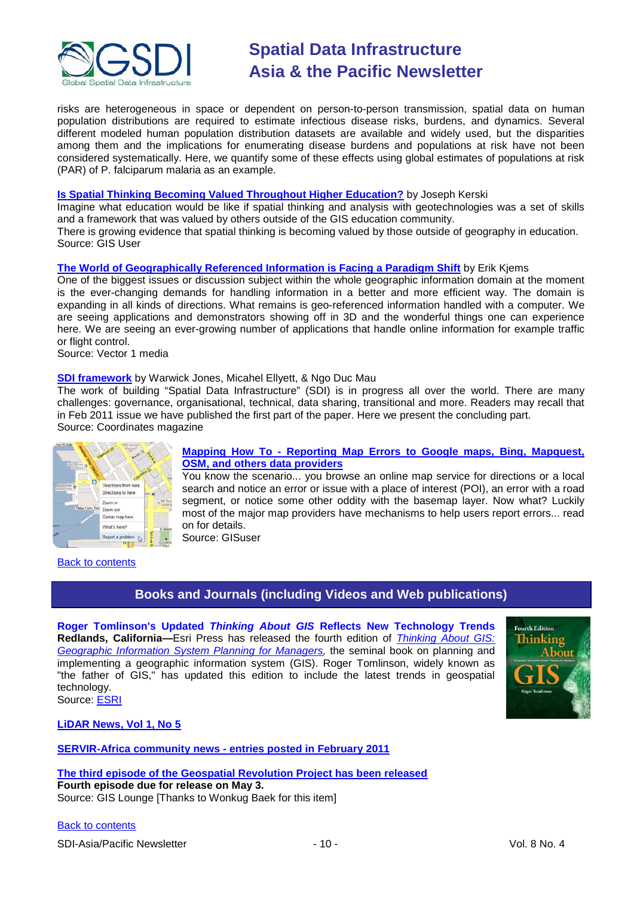risks are heterogeneous in space or dependent on person-to-person transmission, spatial data on human population distributions are required to estimate infectious disease risks, burdens, and dynamics. Several different modeled human population distribution datasets are available and widely used, but the disparities among them and the implications for enumerating disease burdens and populations at risk have not been considered systematically. Here, we quantify some of these effects using global estimates of populations at risk (PAR) of P. falciparum malaria as an example.

**Is Spatial Thinking Becoming Valued Throughout Higher Education?** by Joseph Kerski
Imagine what education would be like if spatial thinking and analysis with geotechnologies was a set of skills and a framework that was valued by others outside of the GIS education community.
There is growing evidence that spatial thinking is becoming valued by those outside of geography in education.
Source: GIS User

**The World of Geographically Referenced Information is Facing a Paradigm Shift** by Erik Kjems
One of the biggest issues or discussion subject within the whole geographic information domain at the moment is the ever-changing demands for handling information in a better and more efficient way. The domain is expanding in all kinds of directions. What remains is geo-referenced information handled with a computer. We are seeing applications and demonstrators showing off in 3D and the wonderful things one can experience here. We are seeing an ever-growing number of applications that handle online information for example traffic or flight control.
Source: Vector 1 media

**SDI framework** by Warwick Jones, Micahel Ellyett, & Ngo Duc Mau
The work of building "Spatial Data Infrastructure" (SDI) is in progress all over the world. There are many challenges: governance, organisational, technical, data sharing, transitional and more. Readers may recall that in Feb 2011 issue we have published the first part of the paper. Here we present the concluding part.
Source: Coordinates magazine

**Mapping How To - Reporting Map Errors to Google maps, Bing, Mapquest, OSM, and others data providers**
You know the scenario... you browse an online map service for directions or a local search and notice an error or issue with a place of interest (POI), an error with a road segment, or notice some other oddity with the basemap layer. Now what? Luckily most of the major map providers have mechanisms to help users report errors... read on for details.
Source: GISuser

Back to contents

## Books and Journals (including Videos and Web publications)

**Roger Tomlinson's Updated *Thinking About GIS* Reflects New Technology Trends**
**Redlands, California—**Esri Press has released the fourth edition of *Thinking About GIS: Geographic Information System Planning for Managers*, the seminal book on planning and implementing a geographic information system (GIS). Roger Tomlinson, widely known as "the father of GIS," has updated this edition to include the latest trends in geospatial technology.
Source: ESRI

**LiDAR News, Vol 1, No 5**

**SERVIR-Africa community news - entries posted in February 2011**

**The third episode of the Geospatial Revolution Project has been released**
**Fourth episode due for release on May 3.**
Source: GIS Lounge [Thanks to Wonkug Baek for this item]

Back to contents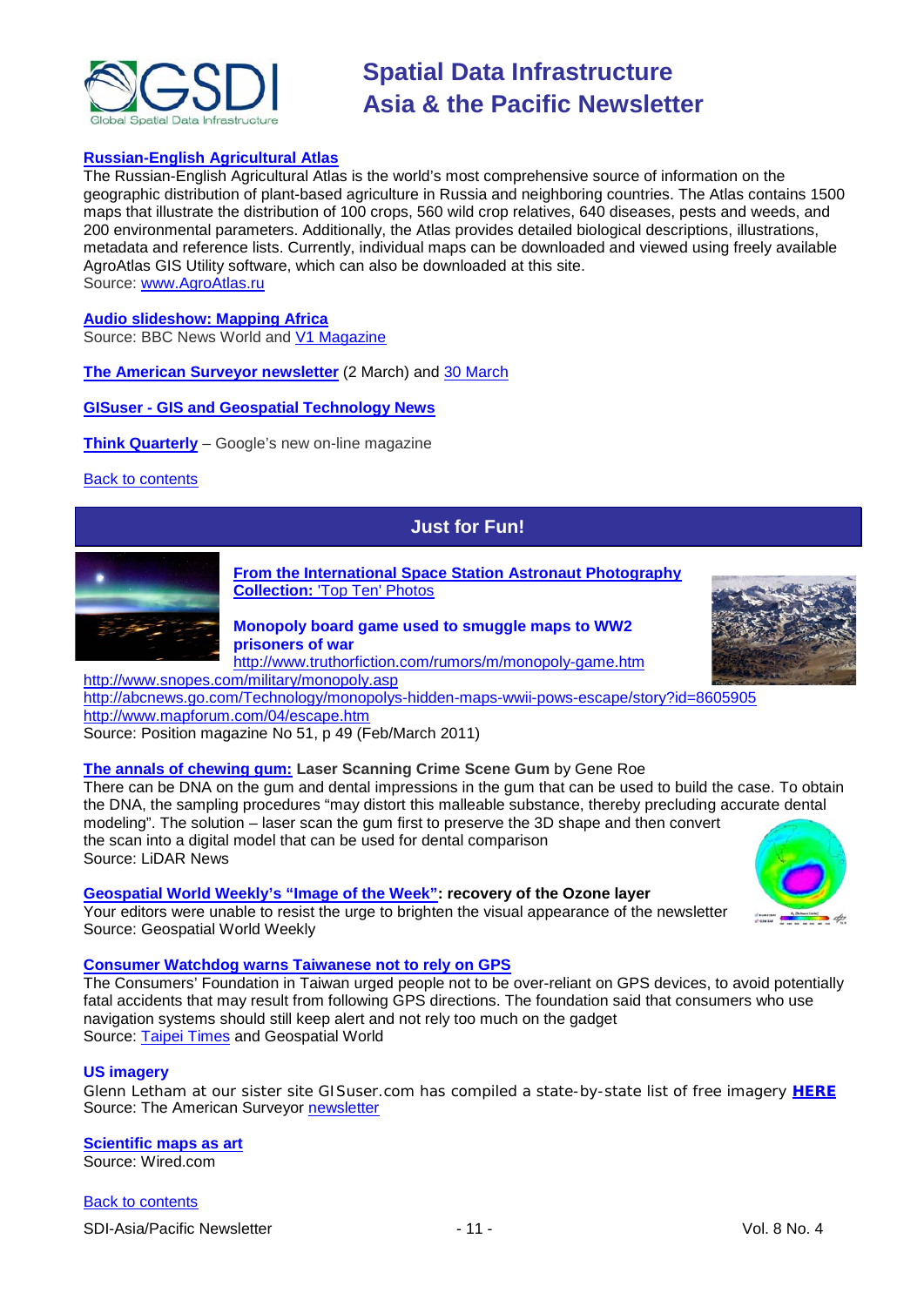**Russian-English Agricultural Atlas**
The Russian-English Agricultural Atlas is the world's most comprehensive source of information on the geographic distribution of plant-based agriculture in Russia and neighboring countries. The Atlas contains 1500 maps that illustrate the distribution of 100 crops, 560 wild crop relatives, 640 diseases, pests and weeds, and 200 environmental parameters. Additionally, the Atlas provides detailed biological descriptions, illustrations, metadata and reference lists. Currently, individual maps can be downloaded and viewed using freely available AgroAtlas GIS Utility software, which can also be downloaded at this site.
Source: www.AgroAtlas.ru

**Audio slideshow: Mapping Africa**
Source: BBC News World and V1 Magazine

**The American Surveyor newsletter** (2 March) and 30 March

**GISuser - GIS and Geospatial Technology News**

**Think Quarterly** – Google's new on-line magazine

Back to contents

## Just for Fun!

**From the International Space Station Astronaut Photography Collection:** 'Top Ten' Photos

**Monopoly board game used to smuggle maps to WW2 prisoners of war**
http://www.truthorfiction.com/rumors/m/monopoly-game.htm
http://www.snopes.com/military/monopoly.asp
http://abcnews.go.com/Technology/monopolys-hidden-maps-wwii-pows-escape/story?id=8605905
http://www.mapforum.com/04/escape.htm
Source: Position magazine No 51, p 49 (Feb/March 2011)

**The annals of chewing gum: Laser Scanning Crime Scene Gum** by Gene Roe
There can be DNA on the gum and dental impressions in the gum that can be used to build the case. To obtain the DNA, the sampling procedures "may distort this malleable substance, thereby precluding accurate dental modeling". The solution – laser scan the gum first to preserve the 3D shape and then convert the scan into a digital model that can be used for dental comparison
Source: LiDAR News

**Geospatial World Weekly's "Image of the Week": recovery of the Ozone layer**
Your editors were unable to resist the urge to brighten the visual appearance of the newsletter
Source: Geospatial World Weekly

**Consumer Watchdog warns Taiwanese not to rely on GPS**
The Consumers' Foundation in Taiwan urged people not to be over-reliant on GPS devices, to avoid potentially fatal accidents that may result from following GPS directions. The foundation said that consumers who use navigation systems should still keep alert and not rely too much on the gadget
Source: Taipei Times and Geospatial World

**US imagery**
Glenn Letham at our sister site GISuser.com has compiled a state-by-state list of free imagery **HERE**
Source: The American Surveyor newsletter

**Scientific maps as art**
Source: Wired.com

Back to contents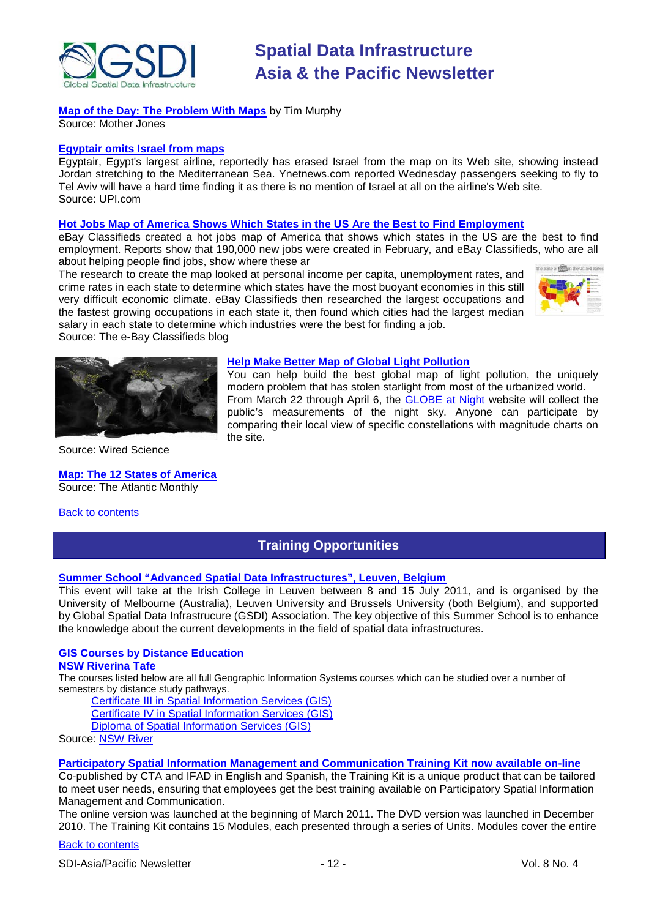**Map of the Day: The Problem With Maps** by Tim Murphy
Source: Mother Jones

**Egyptair omits Israel from maps**
Egyptair, Egypt's largest airline, reportedly has erased Israel from the map on its Web site, showing instead Jordan stretching to the Mediterranean Sea. Ynetnews.com reported Wednesday passengers seeking to fly to Tel Aviv will have a hard time finding it as there is no mention of Israel at all on the airline's Web site.
Source: UPI.com

**Hot Jobs Map of America Shows Which States in the US Are the Best to Find Employment**
eBay Classifieds created a hot jobs map of America that shows which states in the US are the best to find employment. Reports show that 190,000 new jobs were created in February, and eBay Classifieds, who are all about helping people find jobs, show where these ar
The research to create the map looked at personal income per capita, unemployment rates, and crime rates in each state to determine which states have the most buoyant economies in this still very difficult economic climate. eBay Classifieds then researched the largest occupations and the fastest growing occupations in each state it, then found which cities had the largest median salary in each state to determine which industries were the best for finding a job.
Source: The e-Bay Classifieds blog

**Help Make Better Map of Global Light Pollution**
You can help build the best global map of light pollution, the uniquely modern problem that has stolen starlight from most of the urbanized world. From March 22 through April 6, the GLOBE at Night website will collect the public's measurements of the night sky. Anyone can participate by comparing their local view of specific constellations with magnitude charts on the site.
Source: Wired Science

**Map: The 12 States of America**
Source: The Atlantic Monthly

Back to contents

## Training Opportunities

**Summer School "Advanced Spatial Data Infrastructures", Leuven, Belgium**
This event will take at the Irish College in Leuven between 8 and 15 July 2011, and is organised by the University of Melbourne (Australia), Leuven University and Brussels University (both Belgium), and supported by Global Spatial Data Infrastrucure (GSDI) Association. The key objective of this Summer School is to enhance the knowledge about the current developments in the field of spatial data infrastructures.

**GIS Courses by Distance Education**
**NSW Riverina Tafe**
The courses listed below are all full Geographic Information Systems courses which can be studied over a number of semesters by distance study pathways.

- Certificate III in Spatial Information Services (GIS)
- Certificate IV in Spatial Information Services (GIS)
- Diploma of Spatial Information Services (GIS)

Source: NSW River

**Participatory Spatial Information Management and Communication Training Kit now available on-line**
Co-published by CTA and IFAD in English and Spanish, the Training Kit is a unique product that can be tailored to meet user needs, ensuring that employees get the best training available on Participatory Spatial Information Management and Communication.
The online version was launched at the beginning of March 2011. The DVD version was launched in December 2010. The Training Kit contains 15 Modules, each presented through a series of Units. Modules cover the entire

Back to contents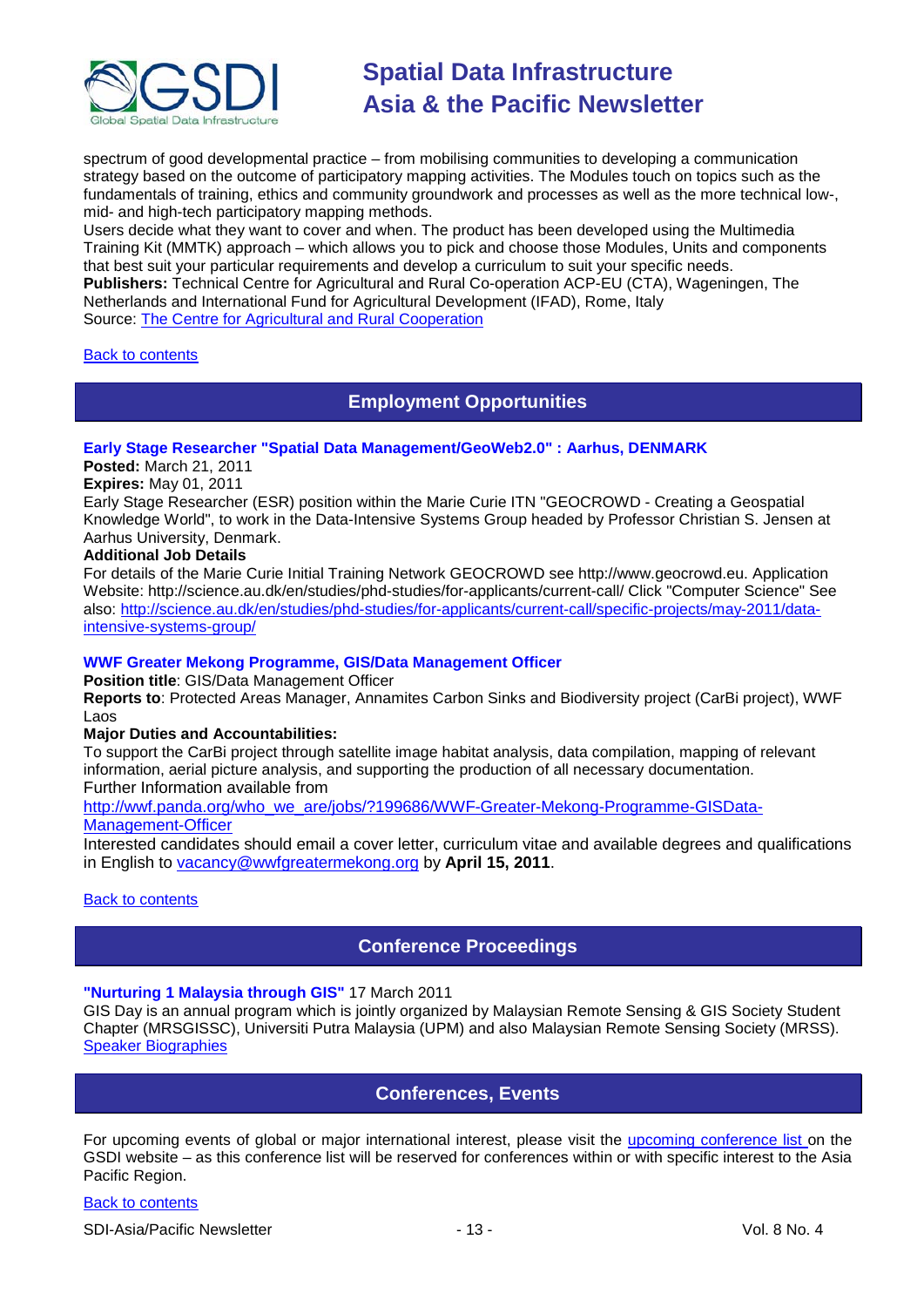spectrum of good developmental practice – from mobilising communities to developing a communication strategy based on the outcome of participatory mapping activities. The Modules touch on topics such as the fundamentals of training, ethics and community groundwork and processes as well as the more technical low-, mid- and high-tech participatory mapping methods.
Users decide what they want to cover and when. The product has been developed using the Multimedia Training Kit (MMTK) approach – which allows you to pick and choose those Modules, Units and components that best suit your particular requirements and develop a curriculum to suit your specific needs.
**Publishers:** Technical Centre for Agricultural and Rural Co-operation ACP-EU (CTA), Wageningen, The Netherlands and International Fund for Agricultural Development (IFAD), Rome, Italy
Source: The Centre for Agricultural and Rural Cooperation

Back to contents

## Employment Opportunities

### Early Stage Researcher "Spatial Data Management/GeoWeb2.0" : Aarhus, DENMARK

**Posted:** March 21, 2011
**Expires:** May 01, 2011
Early Stage Researcher (ESR) position within the Marie Curie ITN "GEOCROWD - Creating a Geospatial Knowledge World", to work in the Data-Intensive Systems Group headed by Professor Christian S. Jensen at Aarhus University, Denmark.
**Additional Job Details**
For details of the Marie Curie Initial Training Network GEOCROWD see http://www.geocrowd.eu. Application Website: http://science.au.dk/en/studies/phd-studies/for-applicants/current-call/ Click "Computer Science" See also: http://science.au.dk/en/studies/phd-studies/for-applicants/current-call/specific-projects/may-2011/data-intensive-systems-group/

### WWF Greater Mekong Programme, GIS/Data Management Officer

**Position title**: GIS/Data Management Officer
**Reports to**: Protected Areas Manager, Annamites Carbon Sinks and Biodiversity project (CarBi project), WWF Laos
**Major Duties and Accountabilities:**
To support the CarBi project through satellite image habitat analysis, data compilation, mapping of relevant information, aerial picture analysis, and supporting the production of all necessary documentation.
Further Information available from
http://wwf.panda.org/who_we_are/jobs/?199686/WWF-Greater-Mekong-Programme-GISData-Management-Officer
Interested candidates should email a cover letter, curriculum vitae and available degrees and qualifications in English to vacancy@wwfgreatermekong.org by **April 15, 2011**.

Back to contents

## Conference Proceedings

**"Nurturing 1 Malaysia through GIS"** 17 March 2011
GIS Day is an annual program which is jointly organized by Malaysian Remote Sensing & GIS Society Student Chapter (MRSGISSC), Universiti Putra Malaysia (UPM) and also Malaysian Remote Sensing Society (MRSS).
Speaker Biographies

## Conferences, Events

For upcoming events of global or major international interest, please visit the upcoming conference list on the GSDI website – as this conference list will be reserved for conferences within or with specific interest to the Asia Pacific Region.

Back to contents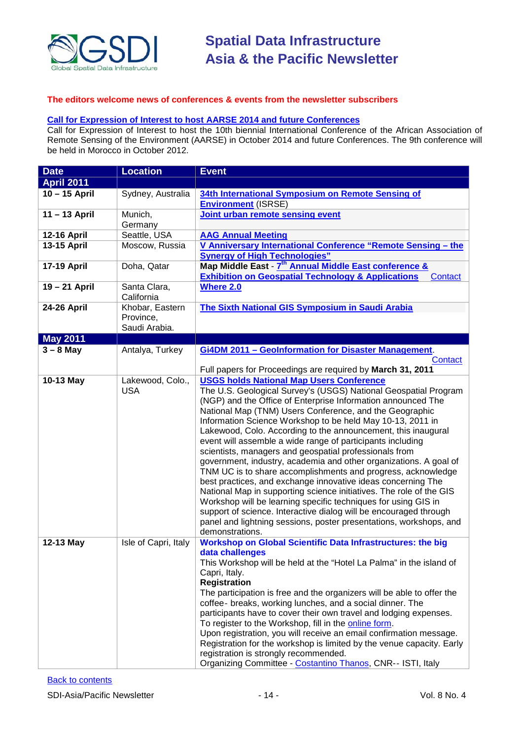**The editors welcome news of conferences & events from the newsletter subscribers**

**Call for Expression of Interest to host AARSE 2014 and future Conferences**

Call for Expression of Interest to host the 10th biennial International Conference of the African Association of Remote Sensing of the Environment (AARSE) in October 2014 and future Conferences. The 9th conference will be held in Morocco in October 2012.

| Date | Location | Event |
|---|---|---|
| **April 2011** | | |
| **10 – 15 April** | Sydney, Australia | **34th International Symposium on Remote Sensing of Environment** (ISRSE) |
| **11 – 13 April** | Munich, Germany | **Joint urban remote sensing event** |
| **12-16 April** | Seattle, USA | **AAG Annual Meeting** |
| **13-15 April** | Moscow, Russia | **V Anniversary International Conference "Remote Sensing – the Synergy of High Technologies"** |
| **17-19 April** | Doha, Qatar | **Map Middle East** - **7th Annual Middle East conference & Exhibition on Geospatial Technology & Applications** Contact |
| **19 – 21 April** | Santa Clara, California | **Where 2.0** |
| **24-26 April** | Khobar, Eastern Province, Saudi Arabia. | **The Sixth National GIS Symposium in Saudi Arabia** |
| **May 2011** | | |
| **3 – 8 May** | Antalya, Turkey | **Gi4DM 2011 – GeoInformation for Disaster Management**. Contact<br>Full papers for Proceedings are required by **March 31, 2011** |
| **10-13 May** | Lakewood, Colo., USA | **USGS holds National Map Users Conference**<br>The U.S. Geological Survey's (USGS) National Geospatial Program (NGP) and the Office of Enterprise Information announced The National Map (TNM) Users Conference, and the Geographic Information Science Workshop to be held May 10-13, 2011 in Lakewood, Colo. According to the announcement, this inaugural event will assemble a wide range of participants including scientists, managers and geospatial professionals from government, industry, academia and other organizations. A goal of TNM UC is to share accomplishments and progress, acknowledge best practices, and exchange innovative ideas concerning The National Map in supporting science initiatives. The role of the GIS Workshop will be learning specific techniques for using GIS in support of science. Interactive dialog will be encouraged through panel and lightning sessions, poster presentations, workshops, and demonstrations. |
| **12-13 May** | Isle of Capri, Italy | **Workshop on Global Scientific Data Infrastructures: the big data challenges**<br>This Workshop will be held at the "Hotel La Palma" in the island of Capri, Italy.<br>**Registration**<br>The participation is free and the organizers will be able to offer the coffee- breaks, working lunches, and a social dinner. The participants have to cover their own travel and lodging expenses. To register to the Workshop, fill in the online form.<br>Upon registration, you will receive an email confirmation message. Registration for the workshop is limited by the venue capacity. Early registration is strongly recommended.<br>Organizing Committee - Costantino Thanos, CNR-- ISTI, Italy |

Back to contents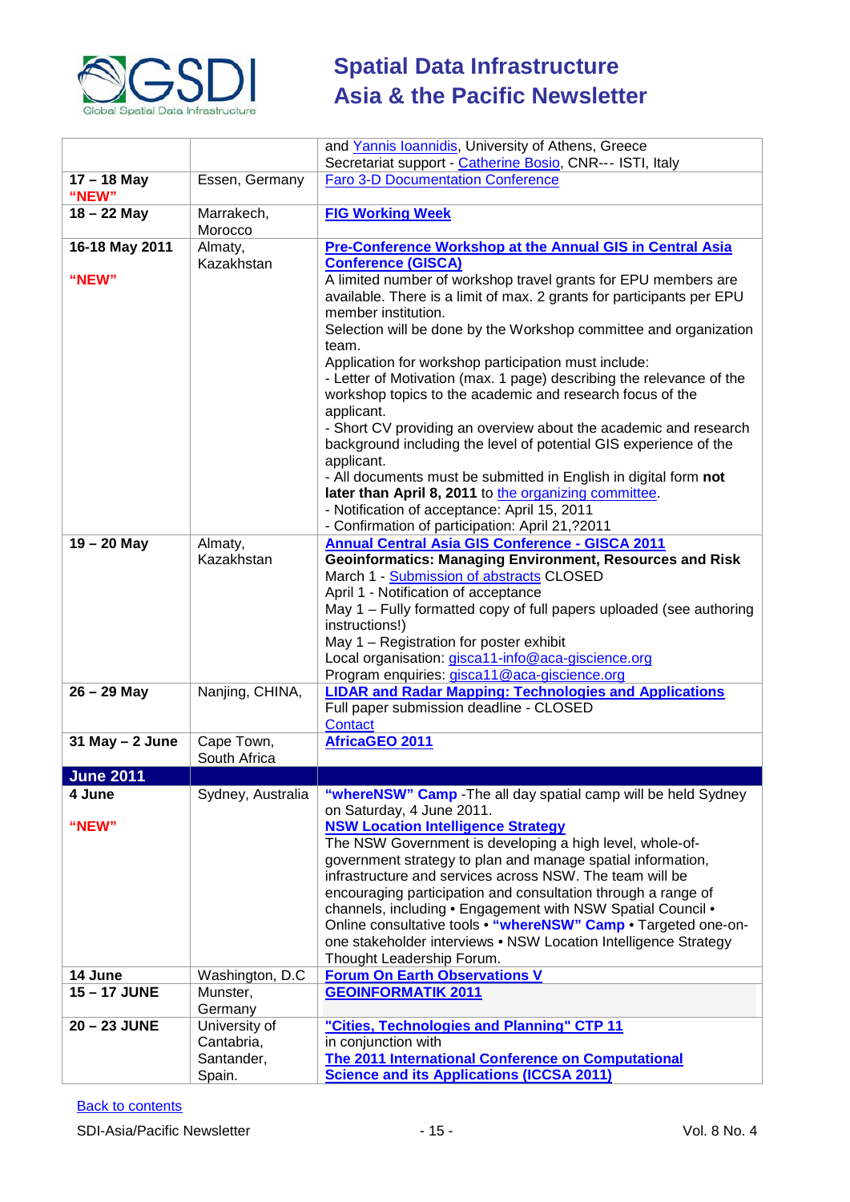| | | |
|---|---|---|
| | | and Yannis Ioannidis, University of Athens, Greece<br>Secretariat support - Catherine Bosio, CNR--- ISTI, Italy |
| **17 – 18 May**<br>**"NEW"** | Essen, Germany | Faro 3-D Documentation Conference |
| **18 – 22 May** | Marrakech, Morocco | **FIG Working Week** |
| **16-18 May 2011**<br><br>**"NEW"** | Almaty, Kazakhstan | **Pre-Conference Workshop at the Annual GIS in Central Asia Conference (GISCA)**<br>A limited number of workshop travel grants for EPU members are available. There is a limit of max. 2 grants for participants per EPU member institution.<br>Selection will be done by the Workshop committee and organization team.<br>Application for workshop participation must include:<br>- Letter of Motivation (max. 1 page) describing the relevance of the workshop topics to the academic and research focus of the applicant.<br>- Short CV providing an overview about the academic and research background including the level of potential GIS experience of the applicant.<br>- All documents must be submitted in English in digital form **not later than April 8, 2011** to the organizing committee.<br>- Notification of acceptance: April 15, 2011<br>- Confirmation of participation: April 21,?2011 |
| **19 – 20 May** | Almaty, Kazakhstan | **Annual Central Asia GIS Conference - GISCA 2011**<br>**Geoinformatics: Managing Environment, Resources and Risk**<br>March 1 - Submission of abstracts CLOSED<br>April 1 - Notification of acceptance<br>May 1 – Fully formatted copy of full papers uploaded (see authoring instructions!)<br>May 1 – Registration for poster exhibit<br>Local organisation: gisca11-info@aca-giscience.org<br>Program enquiries: gisca11@aca-giscience.org |
| **26 – 29 May** | Nanjing, CHINA, | **LIDAR and Radar Mapping: Technologies and Applications**<br>Full paper submission deadline - CLOSED<br>Contact |
| **31 May – 2 June** | Cape Town, South Africa | **AfricaGEO 2011** |
| **June 2011** | | |
| **4 June**<br><br>**"NEW"** | Sydney, Australia | **"whereNSW" Camp** -The all day spatial camp will be held Sydney on Saturday, 4 June 2011.<br>**NSW Location Intelligence Strategy**<br>The NSW Government is developing a high level, whole-of-government strategy to plan and manage spatial information, infrastructure and services across NSW. The team will be encouraging participation and consultation through a range of channels, including • Engagement with NSW Spatial Council • Online consultative tools • **"whereNSW" Camp** • Targeted one-on-one stakeholder interviews • NSW Location Intelligence Strategy Thought Leadership Forum. |
| **14 June** | Washington, D.C | **Forum On Earth Observations V** |
| **15 – 17 JUNE** | Munster, Germany | **GEOINFORMATIK 2011** |
| **20 – 23 JUNE** | University of Cantabria, Santander, Spain. | **"Cities, Technologies and Planning" CTP 11**<br>in conjunction with<br>**The 2011 International Conference on Computational Science and its Applications (ICCSA 2011)** |

Back to contents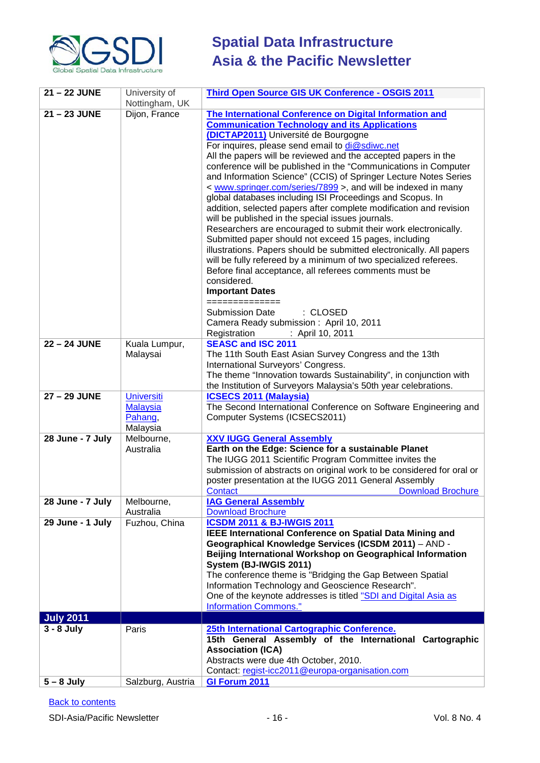| | | |
|---|---|---|
| **21 – 22 JUNE** | University of Nottingham, UK | **Third Open Source GIS UK Conference - OSGIS 2011** |
| **21 – 23 JUNE** | Dijon, France | **The International Conference on Digital Information and Communication Technology and its Applications (DICTAP2011)** Université de Bourgogne<br>For inquires, please send email to di@sdiwc.net<br>All the papers will be reviewed and the accepted papers in the conference will be published in the "Communications in Computer and Information Science" (CCIS) of Springer Lecture Notes Series < www.springer.com/series/7899 >, and will be indexed in many global databases including ISI Proceedings and Scopus. In addition, selected papers after complete modification and revision will be published in the special issues journals.<br>Researchers are encouraged to submit their work electronically. Submitted paper should not exceed 15 pages, including illustrations. Papers should be submitted electronically. All papers will be fully refereed by a minimum of two specialized referees. Before final acceptance, all referees comments must be considered.<br>**Important Dates**<br>==============<br>Submission Date : CLOSED<br>Camera Ready submission : April 10, 2011<br>Registration : April 10, 2011 |
| **22 – 24 JUNE** | Kuala Lumpur, Malaysai | **SEASC and ISC 2011**<br>The 11th South East Asian Survey Congress and the 13th International Surveyors' Congress.<br>The theme "Innovation towards Sustainability", in conjunction with the Institution of Surveyors Malaysia's 50th year celebrations. |
| **27 – 29 JUNE** | Universiti Malaysia Pahang, Malaysia | **ICSECS 2011 (Malaysia)**<br>The Second International Conference on Software Engineering and Computer Systems (ICSECS2011) |
| **28 June - 7 July** | Melbourne, Australia | **XXV IUGG General Assembly**<br>**Earth on the Edge: Science for a sustainable Planet**<br>The IUGG 2011 Scientific Program Committee invites the submission of abstracts on original work to be considered for oral or poster presentation at the IUGG 2011 General Assembly<br>Contact Download Brochure |
| **28 June - 7 July** | Melbourne, Australia | **IAG General Assembly**<br>Download Brochure |
| **29 June - 1 July** | Fuzhou, China | **ICSDM 2011 & BJ-IWGIS 2011**<br>**IEEE International Conference on Spatial Data Mining and Geographical Knowledge Services (ICSDM 2011)** – AND - **Beijing International Workshop on Geographical Information System (BJ-IWGIS 2011)**<br>The conference theme is "Bridging the Gap Between Spatial Information Technology and Geoscience Research".<br>One of the keynote addresses is titled "SDI and Digital Asia as Information Commons." |
| **July 2011** | | |
| **3 - 8 July** | Paris | **25th International Cartographic Conference.**<br>**15th General Assembly of the International Cartographic Association (ICA)**<br>Abstracts were due 4th October, 2010.<br>Contact: regist-icc2011@europa-organisation.com |
| **5 – 8 July** | Salzburg, Austria | **GI Forum 2011** |

Back to contents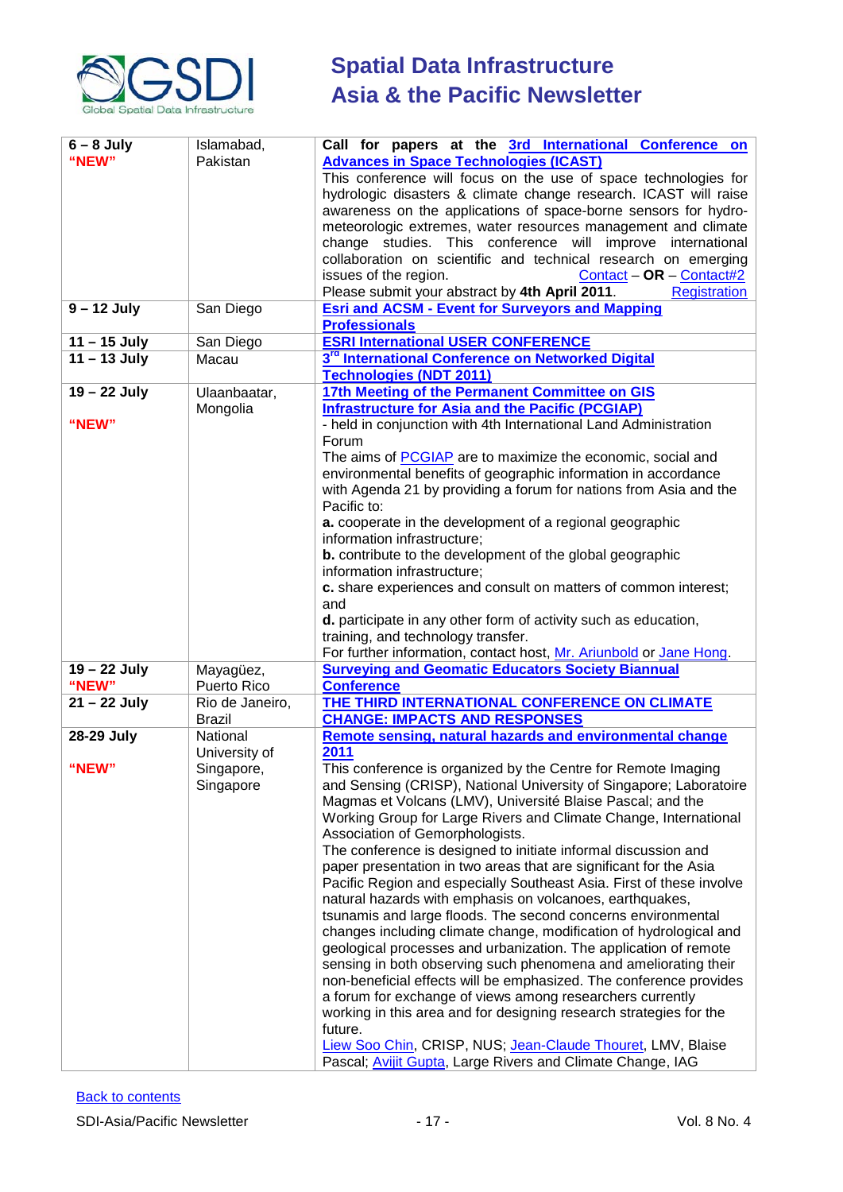| | | |
|---|---|---|
| **6 – 8 July** **"NEW"** | Islamabad, Pakistan | **Call for papers at the 3rd International Conference on Advances in Space Technologies (ICAST)** This conference will focus on the use of space technologies for hydrologic disasters & climate change research. ICAST will raise awareness on the applications of space-borne sensors for hydro-meteorologic extremes, water resources management and climate change studies. This conference will improve international collaboration on scientific and technical research on emerging issues of the region. Contact – **OR** – Contact#2 Please submit your abstract by **4th April 2011**. Registration |
| **9 – 12 July** | San Diego | **Esri and ACSM - Event for Surveyors and Mapping Professionals** |
| **11 – 15 July** | San Diego | **ESRI International USER CONFERENCE** |
| **11 – 13 July** | Macau | **3rd International Conference on Networked Digital Technologies (NDT 2011)** |
| **19 – 22 July** **"NEW"** | Ulaanbaatar, Mongolia | **17th Meeting of the Permanent Committee on GIS Infrastructure for Asia and the Pacific (PCGIAP)** - held in conjunction with 4th International Land Administration Forum The aims of PCGIAP are to maximize the economic, social and environmental benefits of geographic information in accordance with Agenda 21 by providing a forum for nations from Asia and the Pacific to: **a.** cooperate in the development of a regional geographic information infrastructure; **b.** contribute to the development of the global geographic information infrastructure; **c.** share experiences and consult on matters of common interest; and **d.** participate in any other form of activity such as education, training, and technology transfer. For further information, contact host, Mr. Ariunbold or Jane Hong. |
| **19 – 22 July** **"NEW"** | Mayagüez, Puerto Rico | **Surveying and Geomatic Educators Society Biannual Conference** |
| **21 – 22 July** | Rio de Janeiro, Brazil | **THE THIRD INTERNATIONAL CONFERENCE ON CLIMATE CHANGE: IMPACTS AND RESPONSES** |
| **28-29 July** **"NEW"** | National University of Singapore, Singapore | **Remote sensing, natural hazards and environmental change 2011** This conference is organized by the Centre for Remote Imaging and Sensing (CRISP), National University of Singapore; Laboratoire Magmas et Volcans (LMV), Université Blaise Pascal; and the Working Group for Large Rivers and Climate Change, International Association of Gemorphologists. The conference is designed to initiate informal discussion and paper presentation in two areas that are significant for the Asia Pacific Region and especially Southeast Asia. First of these involve natural hazards with emphasis on volcanoes, earthquakes, tsunamis and large floods. The second concerns environmental changes including climate change, modification of hydrological and geological processes and urbanization. The application of remote sensing in both observing such phenomena and ameliorating their non-beneficial effects will be emphasized. The conference provides a forum for exchange of views among researchers currently working in this area and for designing research strategies for the future. Liew Soo Chin, CRISP, NUS; Jean-Claude Thouret, LMV, Blaise Pascal; Avijit Gupta, Large Rivers and Climate Change, IAG |

Back to contents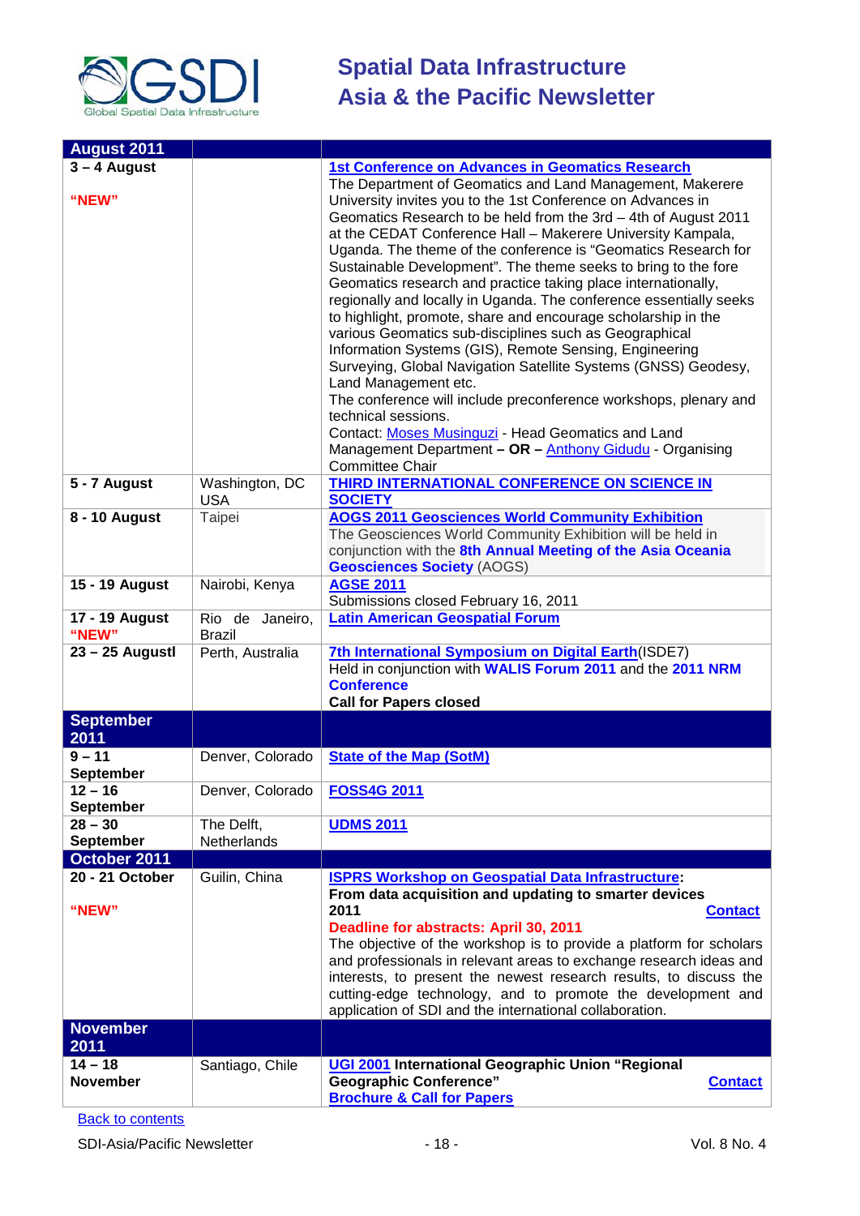| August 2011 | | |
|---|---|---|
| 3 – 4 August<br><br>"NEW" | | **1st Conference on Advances in Geomatics Research**<br>The Department of Geomatics and Land Management, Makerere University invites you to the 1st Conference on Advances in Geomatics Research to be held from the 3rd – 4th of August 2011 at the CEDAT Conference Hall – Makerere University Kampala, Uganda. The theme of the conference is "Geomatics Research for Sustainable Development". The theme seeks to bring to the fore Geomatics research and practice taking place internationally, regionally and locally in Uganda. The conference essentially seeks to highlight, promote, share and encourage scholarship in the various Geomatics sub-disciplines such as Geographical Information Systems (GIS), Remote Sensing, Engineering Surveying, Global Navigation Satellite Systems (GNSS) Geodesy, Land Management etc.<br>The conference will include preconference workshops, plenary and technical sessions.<br>Contact: Moses Musinguzi - Head Geomatics and Land Management Department **– OR –** Anthony Gidudu - Organising Committee Chair |
| 5 - 7 August | Washington, DC USA | **THIRD INTERNATIONAL CONFERENCE ON SCIENCE IN SOCIETY** |
| 8 - 10 August | Taipei | **AOGS 2011 Geosciences World Community Exhibition**<br>The Geosciences World Community Exhibition will be held in conjunction with the **8th Annual Meeting of the Asia Oceania Geosciences Society** (AOGS) |
| 15 - 19 August | Nairobi, Kenya | **AGSE 2011**<br>Submissions closed February 16, 2011 |
| 17 - 19 August<br>"NEW" | Rio de Janeiro, Brazil | **Latin American Geospatial Forum** |
| 23 – 25 Augustl | Perth, Australia | **7th International Symposium on Digital Earth**(ISDE7)<br>Held in conjunction with **WALIS Forum 2011** and the **2011 NRM Conference**<br>**Call for Papers closed** |
| **September 2011** | | |
| 9 – 11 September | Denver, Colorado | **State of the Map (SotM)** |
| 12 – 16 September | Denver, Colorado | **FOSS4G 2011** |
| 28 – 30 September | The Delft, Netherlands | **UDMS 2011** |
| **October 2011** | | |
| 20 - 21 October<br><br>"NEW" | Guilin, China | **ISPRS Workshop on Geospatial Data Infrastructure: From data acquisition and updating to smarter devices 2011** **Contact**<br>**Deadline for abstracts: April 30, 2011**<br>The objective of the workshop is to provide a platform for scholars and professionals in relevant areas to exchange research ideas and interests, to present the newest research results, to discuss the cutting-edge technology, and to promote the development and application of SDI and the international collaboration. |
| **November 2011** | | |
| 14 – 18 November | Santiago, Chile | **UGI 2001 International Geographic Union "Regional Geographic Conference"** **Contact**<br>**Brochure & Call for Papers** |

Back to contents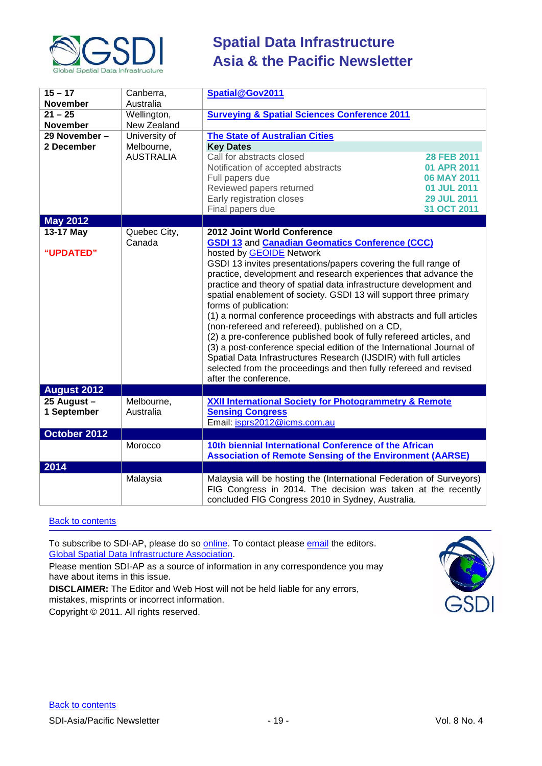| | | |
|---|---|---|
| **15 – 17 November** | Canberra, Australia | **Spatial@Gov2011** |
| **21 – 25 November** | Wellington, New Zealand | **Surveying & Spatial Sciences Conference 2011** |
| **29 November – 2 December** | University of Melbourne, AUSTRALIA | **The State of Australian Cities**<br>**Key Dates**<br>Call for abstracts closed **28 FEB 2011**<br>Notification of accepted abstracts **01 APR 2011**<br>Full papers due **06 MAY 2011**<br>Reviewed papers returned **01 JUL 2011**<br>Early registration closes **29 JUL 2011**<br>Final papers due **31 OCT 2011** |
| **May 2012** | | |
| **13-17 May**<br><br>**"UPDATED"** | Quebec City, Canada | **2012 Joint World Conference**<br>**GSDI 13** and **Canadian Geomatics Conference (CCC)**<br>hosted by GEOIDE Network<br>GSDI 13 invites presentations/papers covering the full range of practice, development and research experiences that advance the practice and theory of spatial data infrastructure development and spatial enablement of society. GSDI 13 will support three primary forms of publication:<br>(1) a normal conference proceedings with abstracts and full articles (non-refereed and refereed), published on a CD,<br>(2) a pre-conference published book of fully refereed articles, and<br>(3) a post-conference special edition of the International Journal of Spatial Data Infrastructures Research (IJSDIR) with full articles selected from the proceedings and then fully refereed and revised after the conference. |
| **August 2012** | | |
| **25 August – 1 September** | Melbourne, Australia | **XXII International Society for Photogrammetry & Remote Sensing Congress**<br>Email: isprs2012@icms.com.au |
| **October 2012** | | |
| | Morocco | **10th biennial International Conference of the African Association of Remote Sensing of the Environment (AARSE)** |
| **2014** | | |
| | Malaysia | Malaysia will be hosting the (International Federation of Surveyors) FIG Congress in 2014. The decision was taken at the recently concluded FIG Congress 2010 in Sydney, Australia. |

Back to contents

To subscribe to SDI-AP, please do so online. To contact please email the editors.
Global Spatial Data Infrastructure Association.
Please mention SDI-AP as a source of information in any correspondence you may have about items in this issue.
**DISCLAIMER:** The Editor and Web Host will not be held liable for any errors, mistakes, misprints or incorrect information.
Copyright © 2011. All rights reserved.

Back to contents